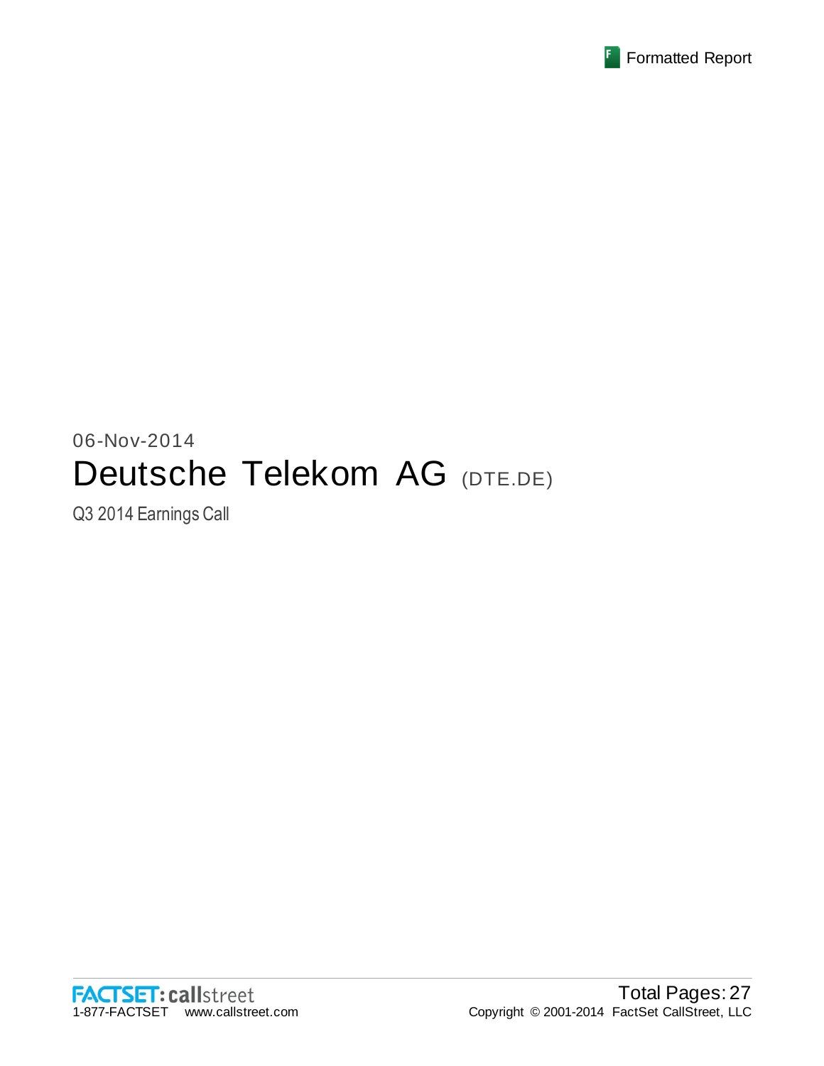06-Nov-2014

# Deutsche Telekom AG (DTE.DE)

Q3 2014 Earnings Call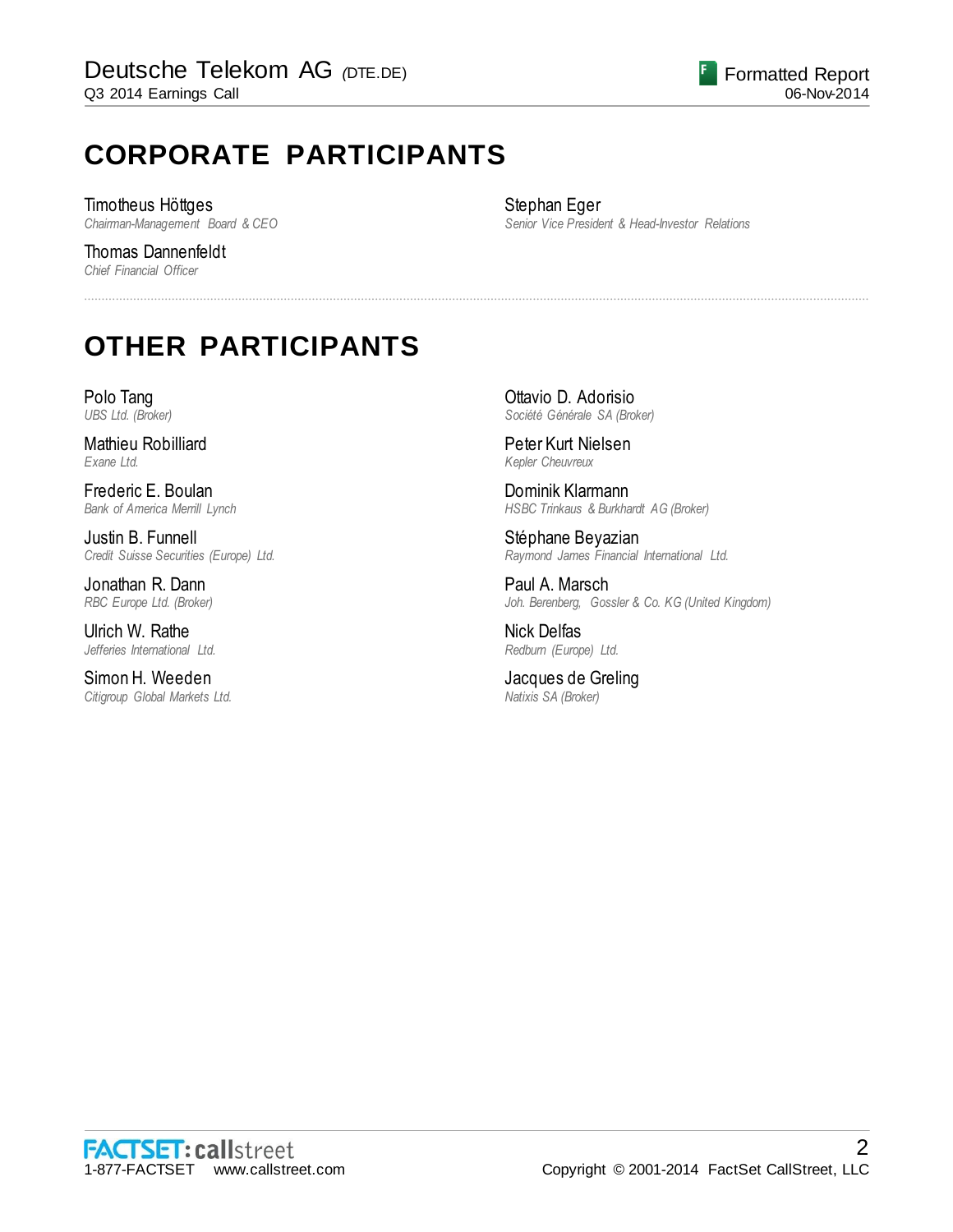# CORPORATE PARTICIPANTS

Timotheus Höttges
*Chairman-Management Board & CEO*

Thomas Dannenfeldt
*Chief Financial Officer*

Stephan Eger
*Senior Vice President & Head-Investor Relations*

# OTHER PARTICIPANTS

Polo Tang
*UBS Ltd. (Broker)*

Mathieu Robilliard
*Exane Ltd.*

Frederic E. Boulan
*Bank of America Merrill Lynch*

Justin B. Funnell
*Credit Suisse Securities (Europe) Ltd.*

Jonathan R. Dann
*RBC Europe Ltd. (Broker)*

Ulrich W. Rathe
*Jefferies International Ltd.*

Simon H. Weeden
*Citigroup Global Markets Ltd.*

Ottavio D. Adorisio
*Société Générale SA (Broker)*

Peter Kurt Nielsen
*Kepler Cheuvreux*

Dominik Klarmann
*HSBC Trinkaus & Burkhardt AG (Broker)*

Stéphane Beyazian
*Raymond James Financial International Ltd.*

Paul A. Marsch
*Joh. Berenberg, Gossler & Co. KG (United Kingdom)*

Nick Delfas
*Redburn (Europe) Ltd.*

Jacques de Greling
*Natixis SA (Broker)*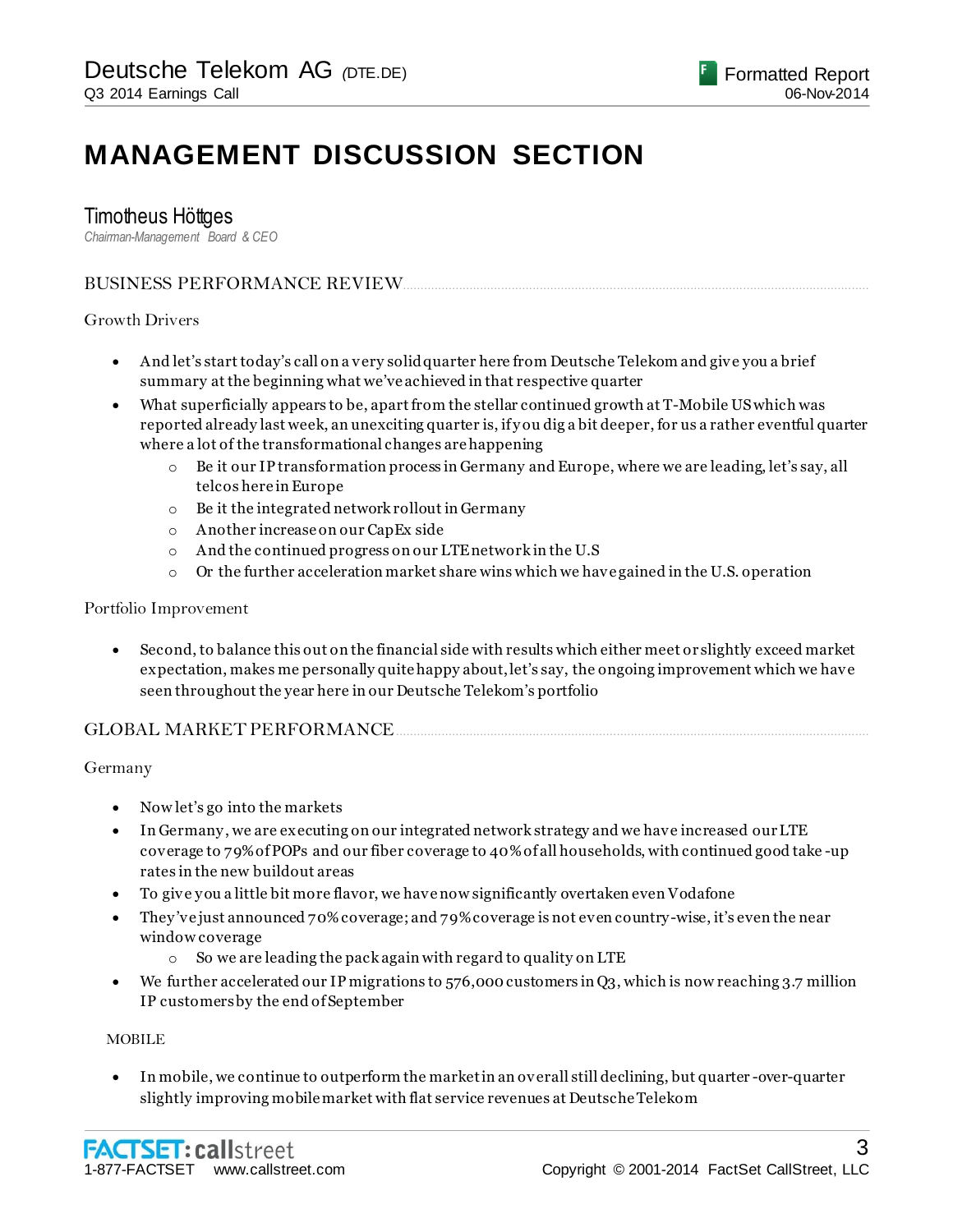# MANAGEMENT DISCUSSION SECTION

## Timotheus Höttges

*Chairman-Management Board & CEO*

### BUSINESS PERFORMANCE REVIEW

Growth Drivers

- And let's start today's call on a very solid quarter here from Deutsche Telekom and give you a brief summary at the beginning what we've achieved in that respective quarter
- What superficially appears to be, apart from the stellar continued growth at T-Mobile US which was reported already last week, an unexciting quarter is, if you dig a bit deeper, for us a rather eventful quarter where a lot of the transformational changes are happening
  - Be it our IP transformation process in Germany and Europe, where we are leading, let's say, all telcos here in Europe
  - Be it the integrated network rollout in Germany
  - Another increase on our CapEx side
  - And the continued progress on our LTE network in the U.S
  - Or the further acceleration market share wins which we have gained in the U.S. operation

Portfolio Improvement

- Second, to balance this out on the financial side with results which either meet or slightly exceed market expectation, makes me personally quite happy about, let's say, the ongoing improvement which we have seen throughout the year here in our Deutsche Telekom's portfolio

### GLOBAL MARKET PERFORMANCE

Germany

- Now let's go into the markets
- In Germany, we are executing on our integrated network strategy and we have increased our LTE coverage to 79% of POPs and our fiber coverage to 40% of all households, with continued good take-up rates in the new buildout areas
- To give you a little bit more flavor, we have now significantly overtaken even Vodafone
- They've just announced 70% coverage; and 79% coverage is not even country-wise, it's even the near window coverage
  - So we are leading the pack again with regard to quality on LTE
- We further accelerated our IP migrations to 576,000 customers in Q3, which is now reaching 3.7 million IP customers by the end of September

MOBILE

- In mobile, we continue to outperform the market in an overall still declining, but quarter-over-quarter slightly improving mobile market with flat service revenues at Deutsche Telekom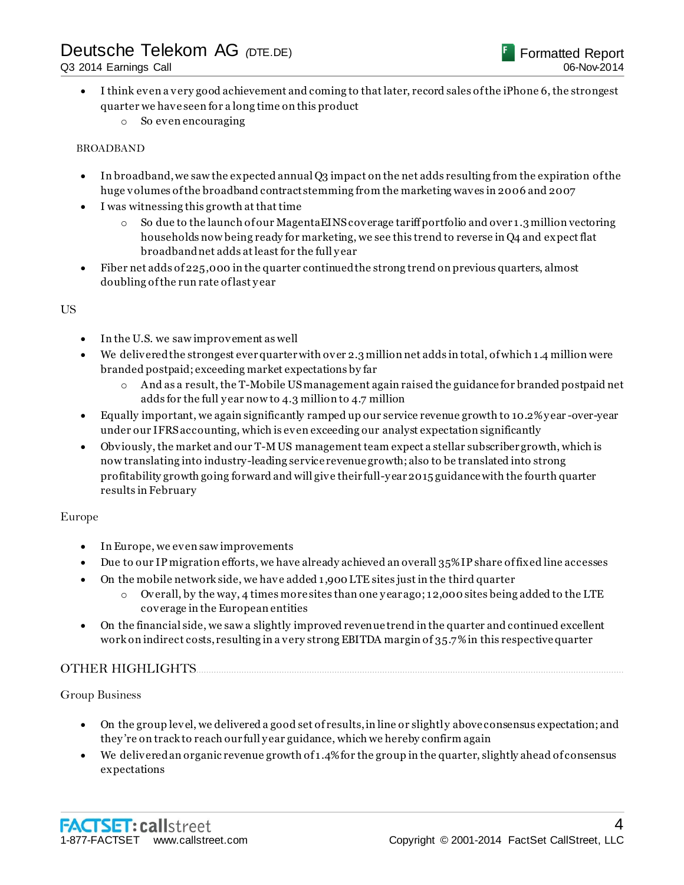- I think even a very good achievement and coming to that later, record sales of the iPhone 6, the strongest quarter we have seen for a long time on this product
  - So even encouraging

BROADBAND

- In broadband, we saw the expected annual Q3 impact on the net adds resulting from the expiration of the huge volumes of the broadband contract stemming from the marketing waves in 2006 and 2007
- I was witnessing this growth at that time
  - So due to the launch of our MagentaEINS coverage tariff portfolio and over 1.3 million vectoring households now being ready for marketing, we see this trend to reverse in Q4 and expect flat broadband net adds at least for the full year
- Fiber net adds of 225,000 in the quarter continued the strong trend on previous quarters, almost doubling of the run rate of last year

US

- In the U.S. we saw improvement as well
- We delivered the strongest ever quarter with over 2.3 million net adds in total, of which 1.4 million were branded postpaid; exceeding market expectations by far
  - And as a result, the T-Mobile US management again raised the guidance for branded postpaid net adds for the full year now to 4.3 million to 4.7 million
- Equally important, we again significantly ramped up our service revenue growth to 10.2% year-over-year under our IFRS accounting, which is even exceeding our analyst expectation significantly
- Obviously, the market and our T-M US management team expect a stellar subscriber growth, which is now translating into industry-leading service revenue growth; also to be translated into strong profitability growth going forward and will give their full-year 2015 guidance with the fourth quarter results in February

Europe

- In Europe, we even saw improvements
- Due to our IP migration efforts, we have already achieved an overall 35% IP share of fixed line accesses
- On the mobile network side, we have added 1,900 LTE sites just in the third quarter
  - Overall, by the way, 4 times more sites than one year ago; 12,000 sites being added to the LTE coverage in the European entities
- On the financial side, we saw a slightly improved revenue trend in the quarter and continued excellent work on indirect costs, resulting in a very strong EBITDA margin of 35.7% in this respective quarter

## OTHER HIGHLIGHTS

Group Business

- On the group level, we delivered a good set of results, in line or slightly above consensus expectation; and they're on track to reach our full year guidance, which we hereby confirm again
- We delivered an organic revenue growth of 1.4% for the group in the quarter, slightly ahead of consensus expectations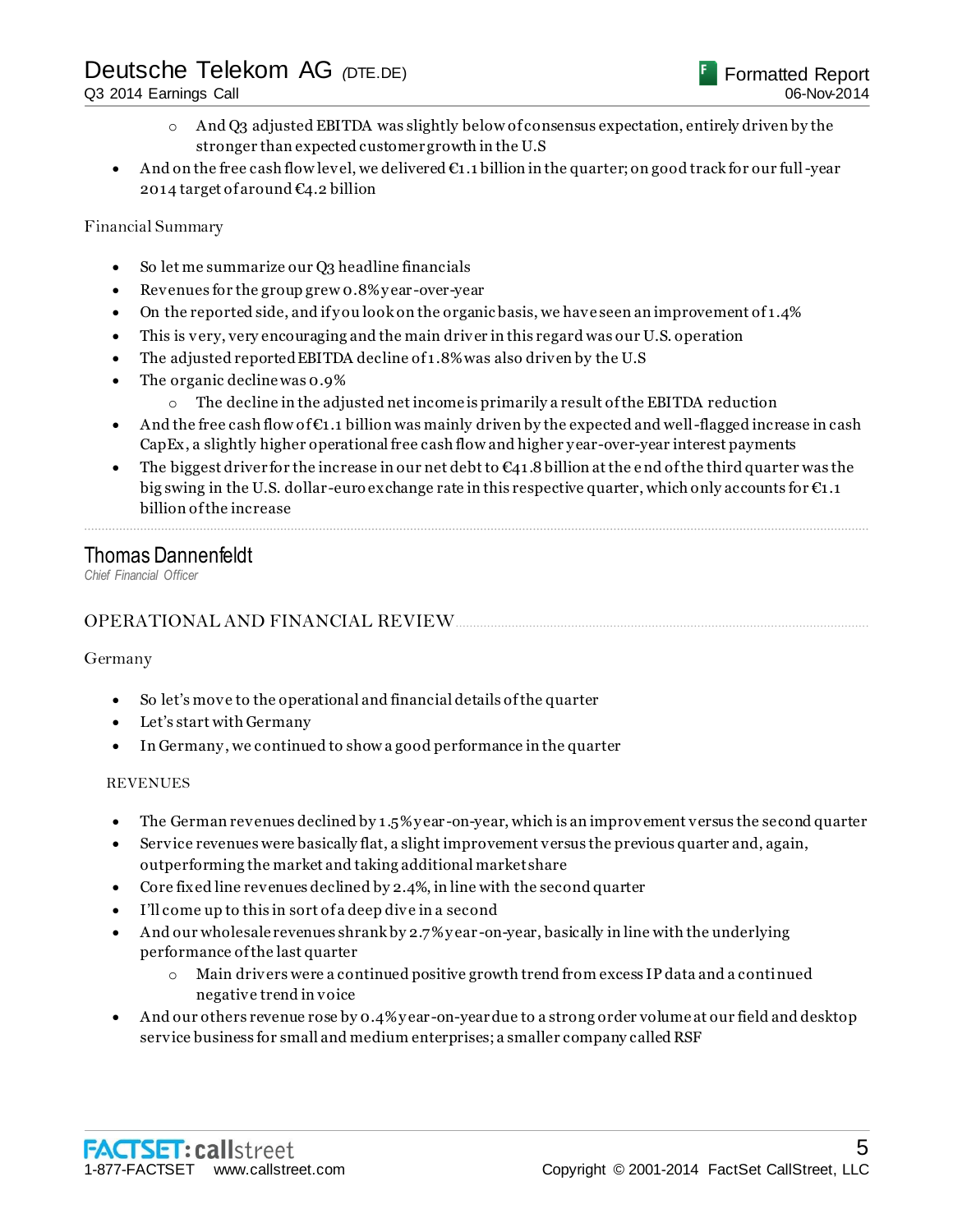- And Q3 adjusted EBITDA was slightly below of consensus expectation, entirely driven by the stronger than expected customer growth in the U.S
- And on the free cash flow level, we delivered €1.1 billion in the quarter; on good track for our full-year 2014 target of around €4.2 billion

Financial Summary

- So let me summarize our Q3 headline financials
- Revenues for the group grew 0.8% year-over-year
- On the reported side, and if you look on the organic basis, we have seen an improvement of 1.4%
- This is very, very encouraging and the main driver in this regard was our U.S. operation
- The adjusted reported EBITDA decline of 1.8% was also driven by the U.S
- The organic decline was 0.9%
  - The decline in the adjusted net income is primarily a result of the EBITDA reduction
- And the free cash flow of €1.1 billion was mainly driven by the expected and well-flagged increase in cash CapEx, a slightly higher operational free cash flow and higher year-over-year interest payments
- The biggest driver for the increase in our net debt to €41.8 billion at the end of the third quarter was the big swing in the U.S. dollar-euro exchange rate in this respective quarter, which only accounts for €1.1 billion of the increase

## Thomas Dannenfeldt

*Chief Financial Officer*

### OPERATIONAL AND FINANCIAL REVIEW

Germany

- So let's move to the operational and financial details of the quarter
- Let's start with Germany
- In Germany, we continued to show a good performance in the quarter

REVENUES

- The German revenues declined by 1.5% year-on-year, which is an improvement versus the second quarter
- Service revenues were basically flat, a slight improvement versus the previous quarter and, again, outperforming the market and taking additional market share
- Core fixed line revenues declined by 2.4%, in line with the second quarter
- I'll come up to this in sort of a deep dive in a second
- And our wholesale revenues shrank by 2.7% year-on-year, basically in line with the underlying performance of the last quarter
  - Main drivers were a continued positive growth trend from excess IP data and a continued negative trend in voice
- And our others revenue rose by 0.4% year-on-year due to a strong order volume at our field and desktop service business for small and medium enterprises; a smaller company called RSF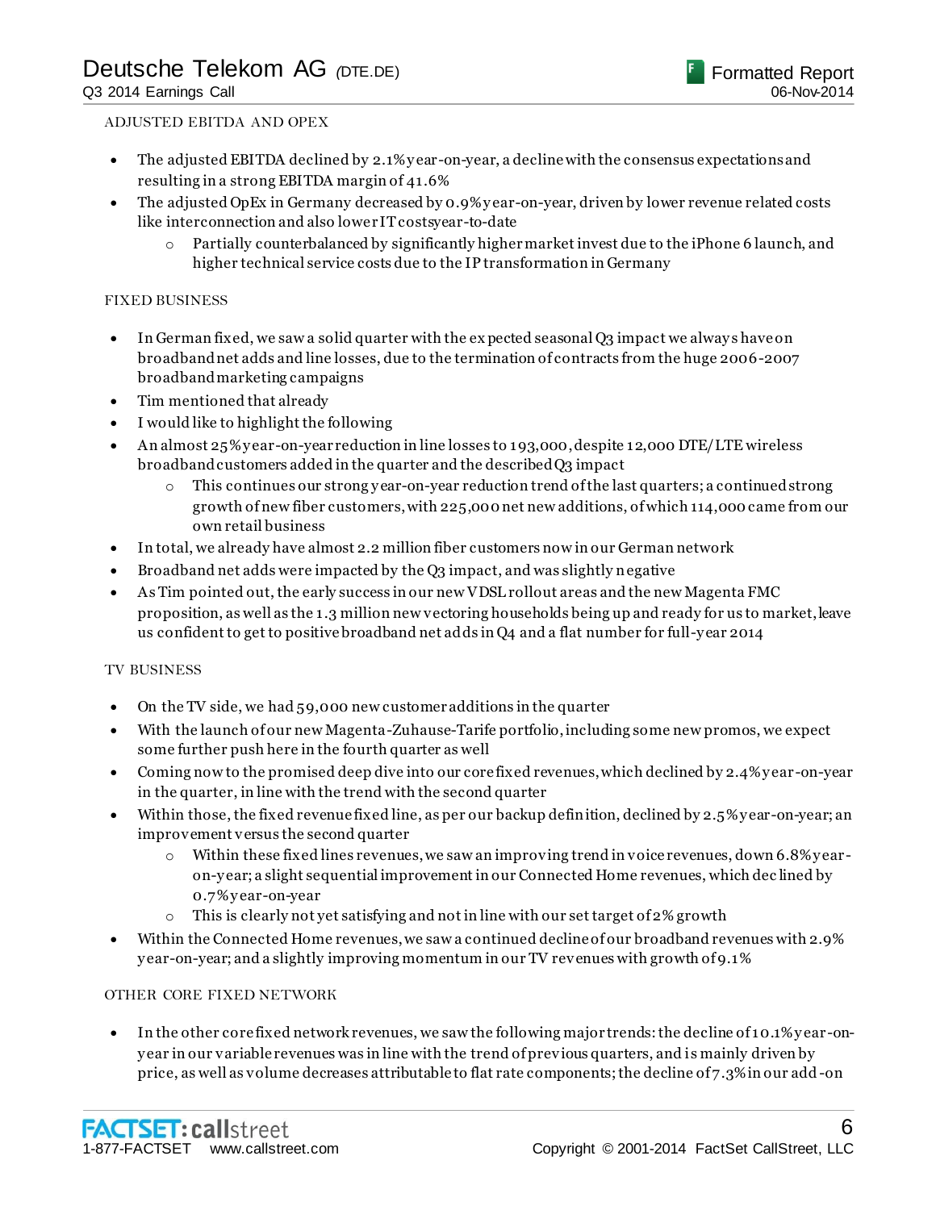ADJUSTED EBITDA AND OPEX

- The adjusted EBITDA declined by 2.1% year-on-year, a decline with the consensus expectations and resulting in a strong EBITDA margin of 41.6%
- The adjusted OpEx in Germany decreased by 0.9% year-on-year, driven by lower revenue related costs like interconnection and also lower IT costs year-to-date
  - Partially counterbalanced by significantly higher market invest due to the iPhone 6 launch, and higher technical service costs due to the IP transformation in Germany

FIXED BUSINESS

- In German fixed, we saw a solid quarter with the expected seasonal Q3 impact we always have on broadband net adds and line losses, due to the termination of contracts from the huge 2006-2007 broadband marketing campaigns
- Tim mentioned that already
- I would like to highlight the following
- An almost 25% year-on-year reduction in line losses to 193,000, despite 12,000 DTE/LTE wireless broadband customers added in the quarter and the described Q3 impact
  - This continues our strong year-on-year reduction trend of the last quarters; a continued strong growth of new fiber customers, with 225,000 net new additions, of which 114,000 came from our own retail business
- In total, we already have almost 2.2 million fiber customers now in our German network
- Broadband net adds were impacted by the Q3 impact, and was slightly negative
- As Tim pointed out, the early success in our new VDSL rollout areas and the new Magenta FMC proposition, as well as the 1.3 million new vectoring households being up and ready for us to market, leave us confident to get to positive broadband net adds in Q4 and a flat number for full-year 2014

TV BUSINESS

- On the TV side, we had 59,000 new customer additions in the quarter
- With the launch of our new Magenta-Zuhause-Tarife portfolio, including some new promos, we expect some further push here in the fourth quarter as well
- Coming now to the promised deep dive into our core fixed revenues, which declined by 2.4% year-on-year in the quarter, in line with the trend with the second quarter
- Within those, the fixed revenue fixed line, as per our backup definition, declined by 2.5% year-on-year; an improvement versus the second quarter
  - Within these fixed lines revenues, we saw an improving trend in voice revenues, down 6.8% year-on-year; a slight sequential improvement in our Connected Home revenues, which declined by 0.7% year-on-year
  - This is clearly not yet satisfying and not in line with our set target of 2% growth
- Within the Connected Home revenues, we saw a continued decline of our broadband revenues with 2.9% year-on-year; and a slightly improving momentum in our TV revenues with growth of 9.1%

OTHER CORE FIXED NETWORK

- In the other core fixed network revenues, we saw the following major trends: the decline of 10.1% year-on-year in our variable revenues was in line with the trend of previous quarters, and is mainly driven by price, as well as volume decreases attributable to flat rate components; the decline of 7.3% in our add-on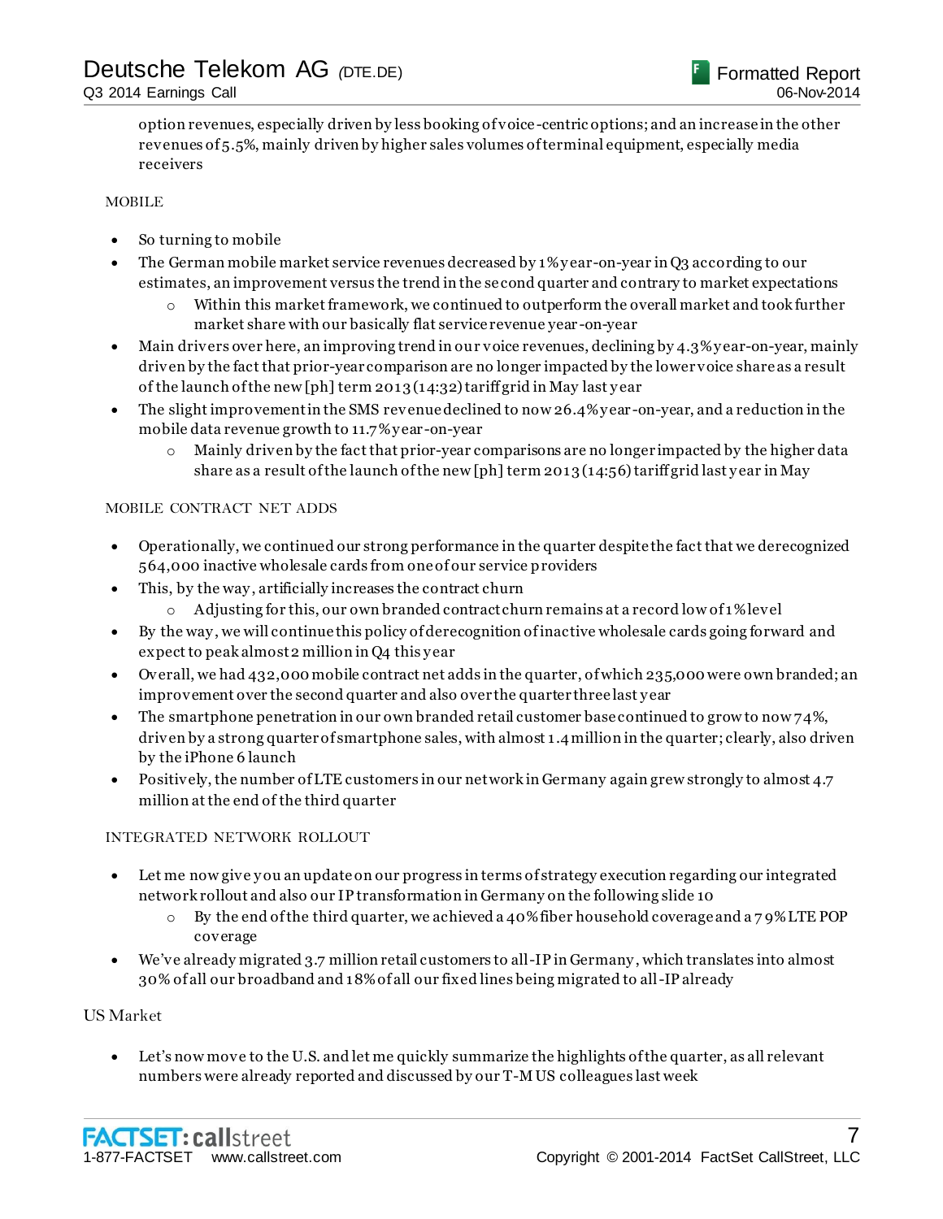option revenues, especially driven by less booking of voice-centric options; and an increase in the other revenues of 5.5%, mainly driven by higher sales volumes of terminal equipment, especially media receivers

MOBILE

- So turning to mobile
- The German mobile market service revenues decreased by 1% year-on-year in Q3 according to our estimates, an improvement versus the trend in the second quarter and contrary to market expectations
    - Within this market framework, we continued to outperform the overall market and took further market share with our basically flat service revenue year-on-year
- Main drivers over here, an improving trend in our voice revenues, declining by 4.3% year-on-year, mainly driven by the fact that prior-year comparison are no longer impacted by the lower voice share as a result of the launch of the new [ph] term 2013 (14:32) tariff grid in May last year
- The slight improvement in the SMS revenue declined to now 26.4% year-on-year, and a reduction in the mobile data revenue growth to 11.7% year-on-year
    - Mainly driven by the fact that prior-year comparisons are no longer impacted by the higher data share as a result of the launch of the new [ph] term 2013 (14:56) tariff grid last year in May

MOBILE CONTRACT NET ADDS

- Operationally, we continued our strong performance in the quarter despite the fact that we derecognized 564,000 inactive wholesale cards from one of our service providers
- This, by the way, artificially increases the contract churn
    - Adjusting for this, our own branded contract churn remains at a record low of 1% level
- By the way, we will continue this policy of derecognition of inactive wholesale cards going forward and expect to peak almost 2 million in Q4 this year
- Overall, we had 432,000 mobile contract net adds in the quarter, of which 235,000 were own branded; an improvement over the second quarter and also over the quarter three last year
- The smartphone penetration in our own branded retail customer base continued to grow to now 74%, driven by a strong quarter of smartphone sales, with almost 1.4 million in the quarter; clearly, also driven by the iPhone 6 launch
- Positively, the number of LTE customers in our network in Germany again grew strongly to almost 4.7 million at the end of the third quarter

INTEGRATED NETWORK ROLLOUT

- Let me now give you an update on our progress in terms of strategy execution regarding our integrated network rollout and also our IP transformation in Germany on the following slide 10
    - By the end of the third quarter, we achieved a 40% fiber household coverage and a 79% LTE POP coverage
- We've already migrated 3.7 million retail customers to all-IP in Germany, which translates into almost 30% of all our broadband and 18% of all our fixed lines being migrated to all-IP already

US Market

- Let's now move to the U.S. and let me quickly summarize the highlights of the quarter, as all relevant numbers were already reported and discussed by our T-M US colleagues last week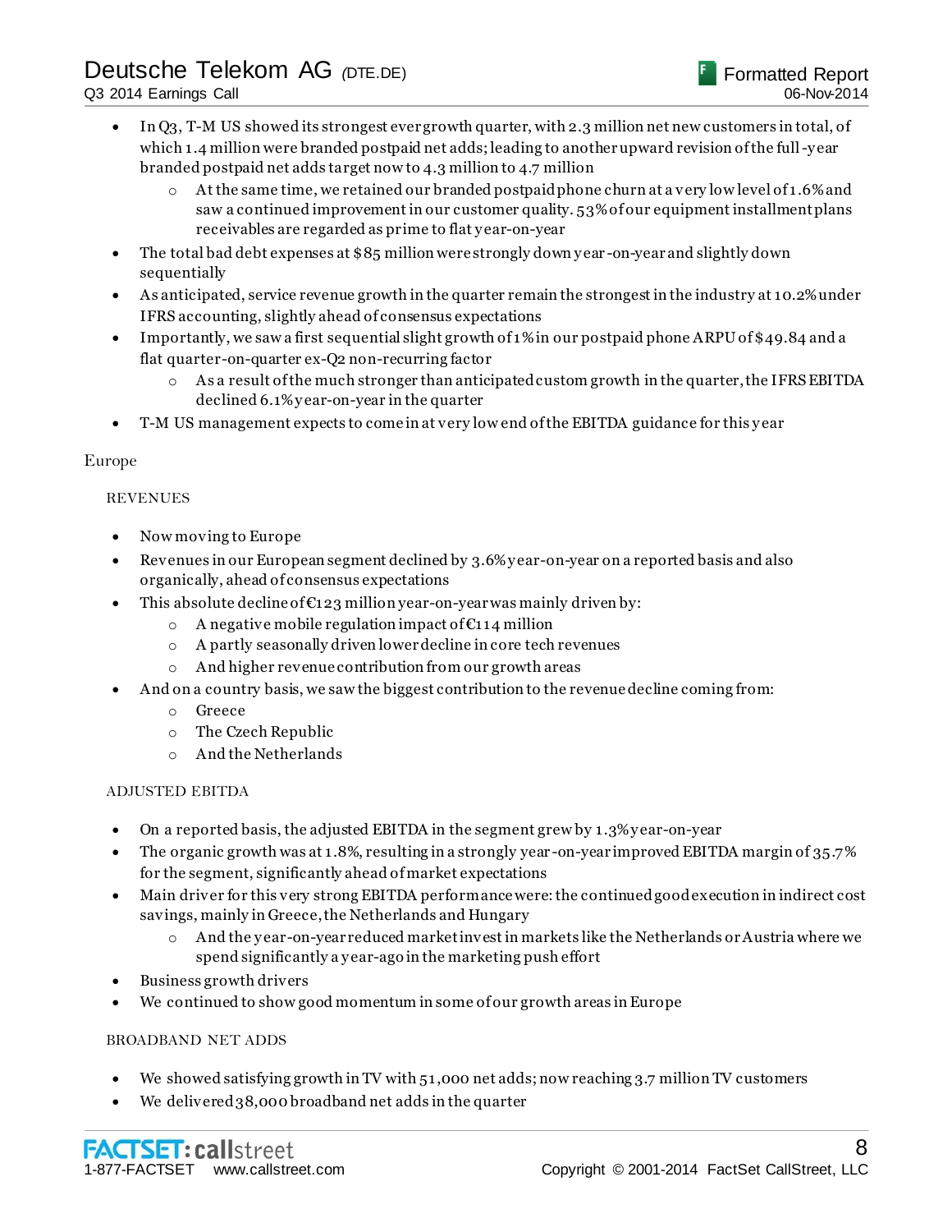- In Q3, T-M US showed its strongest ever growth quarter, with 2.3 million net new customers in total, of which 1.4 million were branded postpaid net adds; leading to another upward revision of the full-year branded postpaid net adds target now to 4.3 million to 4.7 million
    - At the same time, we retained our branded postpaid phone churn at a very low level of 1.6% and saw a continued improvement in our customer quality. 53% of our equipment installment plans receivables are regarded as prime to flat year-on-year
- The total bad debt expenses at $85 million were strongly down year-on-year and slightly down sequentially
- As anticipated, service revenue growth in the quarter remain the strongest in the industry at 10.2% under IFRS accounting, slightly ahead of consensus expectations
- Importantly, we saw a first sequential slight growth of 1% in our postpaid phone ARPU of $49.84 and a flat quarter-on-quarter ex-Q2 non-recurring factor
    - As a result of the much stronger than anticipated custom growth in the quarter, the IFRS EBITDA declined 6.1% year-on-year in the quarter
- T-M US management expects to come in at very low end of the EBITDA guidance for this year

Europe

REVENUES

- Now moving to Europe
- Revenues in our European segment declined by 3.6% year-on-year on a reported basis and also organically, ahead of consensus expectations
- This absolute decline of €123 million year-on-year was mainly driven by:
    - A negative mobile regulation impact of €114 million
    - A partly seasonally driven lower decline in core tech revenues
    - And higher revenue contribution from our growth areas
- And on a country basis, we saw the biggest contribution to the revenue decline coming from:
    - Greece
    - The Czech Republic
    - And the Netherlands

ADJUSTED EBITDA

- On a reported basis, the adjusted EBITDA in the segment grew by 1.3% year-on-year
- The organic growth was at 1.8%, resulting in a strongly year-on-year improved EBITDA margin of 35.7% for the segment, significantly ahead of market expectations
- Main driver for this very strong EBITDA performance were: the continued good execution in indirect cost savings, mainly in Greece, the Netherlands and Hungary
    - And the year-on-year reduced market invest in markets like the Netherlands or Austria where we spend significantly a year-ago in the marketing push effort
- Business growth drivers
- We continued to show good momentum in some of our growth areas in Europe

BROADBAND NET ADDS

- We showed satisfying growth in TV with 51,000 net adds; now reaching 3.7 million TV customers
- We delivered 38,000 broadband net adds in the quarter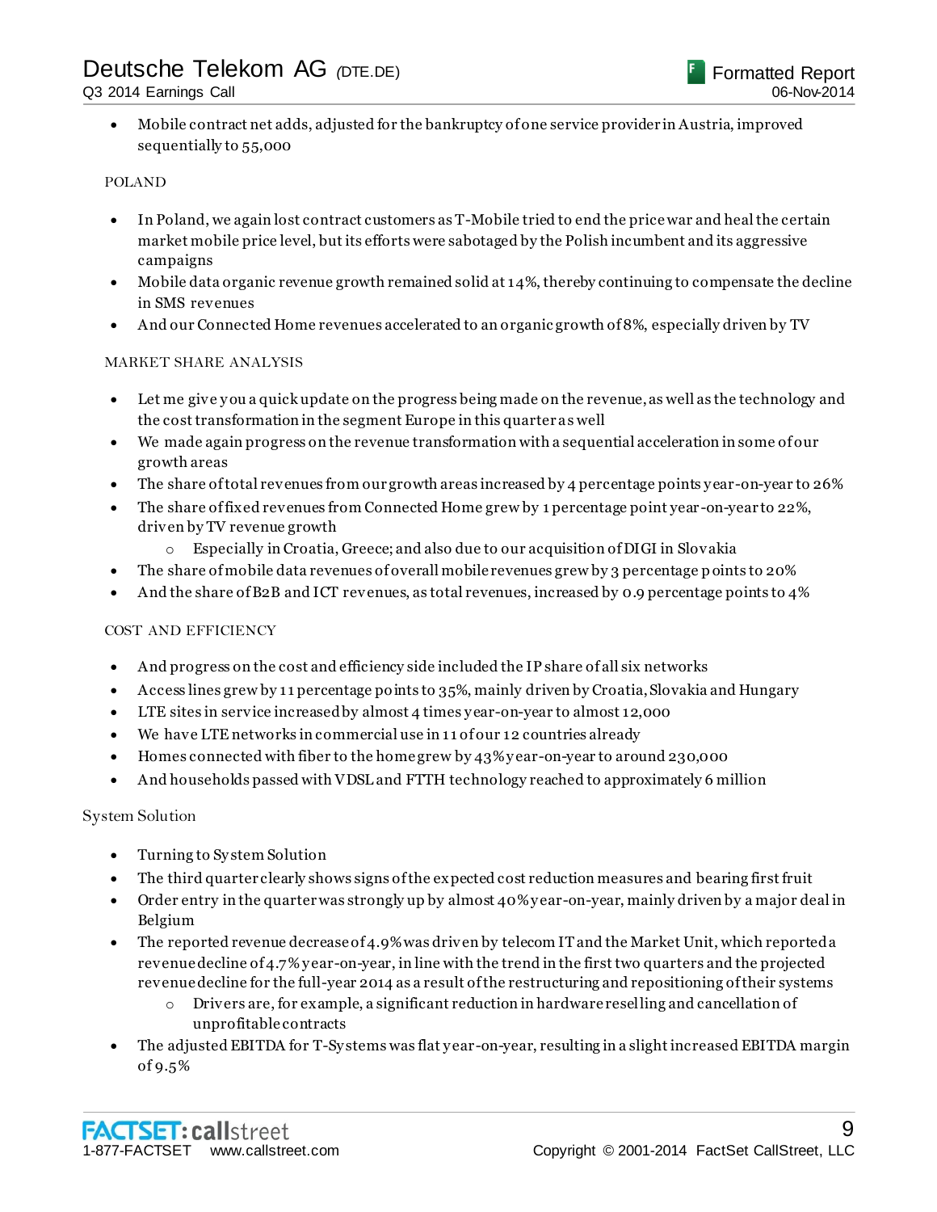- Mobile contract net adds, adjusted for the bankruptcy of one service provider in Austria, improved sequentially to 55,000

POLAND

- In Poland, we again lost contract customers as T-Mobile tried to end the price war and heal the certain market mobile price level, but its efforts were sabotaged by the Polish incumbent and its aggressive campaigns
- Mobile data organic revenue growth remained solid at 14%, thereby continuing to compensate the decline in SMS revenues
- And our Connected Home revenues accelerated to an organic growth of 8%, especially driven by TV

MARKET SHARE ANALYSIS

- Let me give you a quick update on the progress being made on the revenue, as well as the technology and the cost transformation in the segment Europe in this quarter as well
- We made again progress on the revenue transformation with a sequential acceleration in some of our growth areas
- The share of total revenues from our growth areas increased by 4 percentage points year-on-year to 26%
- The share of fixed revenues from Connected Home grew by 1 percentage point year-on-year to 22%, driven by TV revenue growth
  - Especially in Croatia, Greece; and also due to our acquisition of DIGI in Slovakia
- The share of mobile data revenues of overall mobile revenues grew by 3 percentage points to 20%
- And the share of B2B and ICT revenues, as total revenues, increased by 0.9 percentage points to 4%

COST AND EFFICIENCY

- And progress on the cost and efficiency side included the IP share of all six networks
- Access lines grew by 11 percentage points to 35%, mainly driven by Croatia, Slovakia and Hungary
- LTE sites in service increased by almost 4 times year-on-year to almost 12,000
- We have LTE networks in commercial use in 11 of our 12 countries already
- Homes connected with fiber to the home grew by 43% year-on-year to around 230,000
- And households passed with VDSL and FTTH technology reached to approximately 6 million

System Solution

- Turning to System Solution
- The third quarter clearly shows signs of the expected cost reduction measures and bearing first fruit
- Order entry in the quarter was strongly up by almost 40% year-on-year, mainly driven by a major deal in Belgium
- The reported revenue decrease of 4.9% was driven by telecom IT and the Market Unit, which reported a revenue decline of 4.7% year-on-year, in line with the trend in the first two quarters and the projected revenue decline for the full-year 2014 as a result of the restructuring and repositioning of their systems
  - Drivers are, for example, a significant reduction in hardware reselling and cancellation of unprofitable contracts
- The adjusted EBITDA for T-Systems was flat year-on-year, resulting in a slight increased EBITDA margin of 9.5%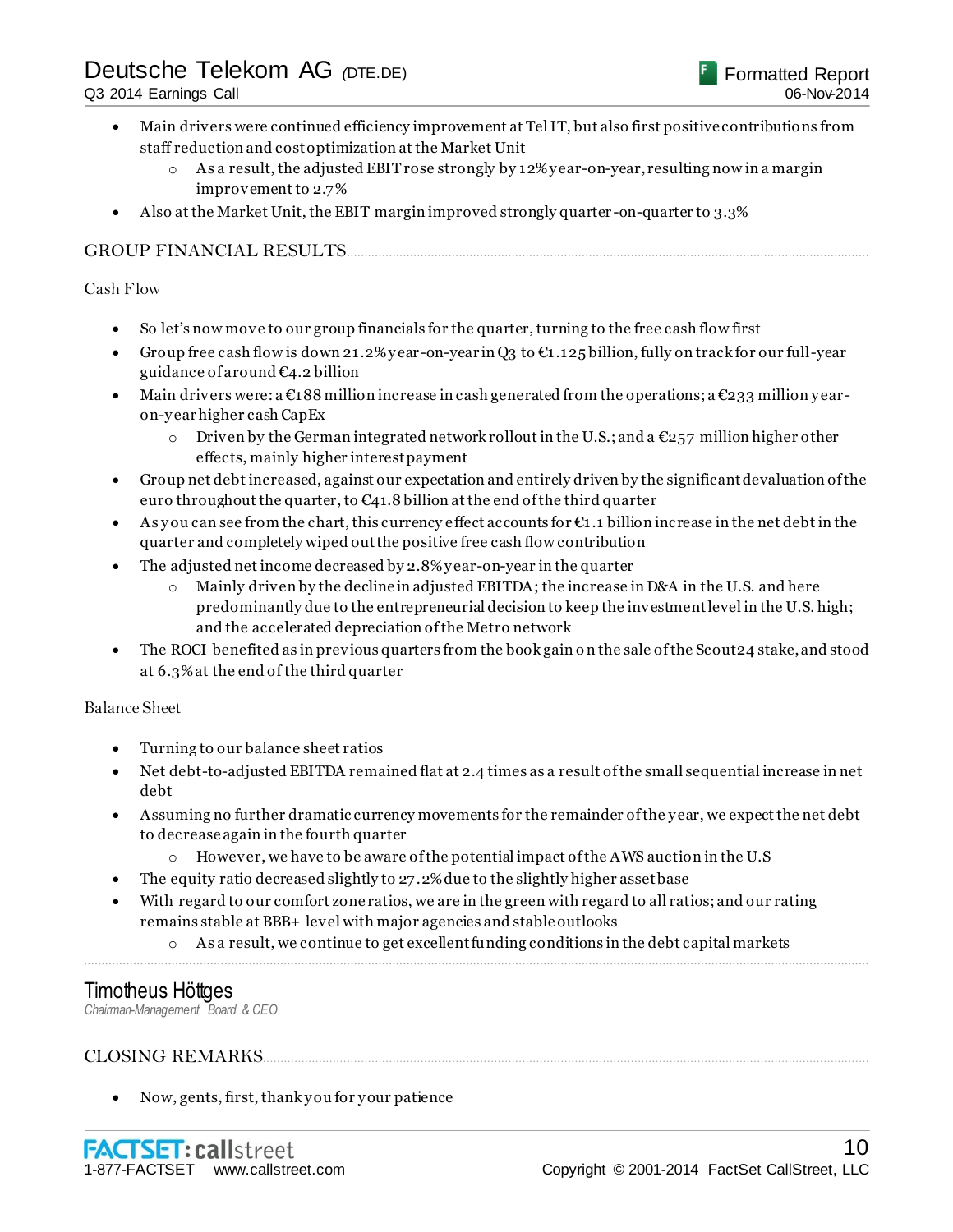- Main drivers were continued efficiency improvement at Tel IT, but also first positive contributions from staff reduction and cost optimization at the Market Unit
  - As a result, the adjusted EBIT rose strongly by 12% year-on-year, resulting now in a margin improvement to 2.7%
- Also at the Market Unit, the EBIT margin improved strongly quarter-on-quarter to 3.3%

## GROUP FINANCIAL RESULTS

### Cash Flow

- So let's now move to our group financials for the quarter, turning to the free cash flow first
- Group free cash flow is down 21.2% year-on-year in Q3 to €1.125 billion, fully on track for our full-year guidance of around €4.2 billion
- Main drivers were: a €188 million increase in cash generated from the operations; a €233 million year-on-year higher cash CapEx
  - Driven by the German integrated network rollout in the U.S.; and a €257 million higher other effects, mainly higher interest payment
- Group net debt increased, against our expectation and entirely driven by the significant devaluation of the euro throughout the quarter, to €41.8 billion at the end of the third quarter
- As you can see from the chart, this currency effect accounts for €1.1 billion increase in the net debt in the quarter and completely wiped out the positive free cash flow contribution
- The adjusted net income decreased by 2.8% year-on-year in the quarter
  - Mainly driven by the decline in adjusted EBITDA; the increase in D&A in the U.S. and here predominantly due to the entrepreneurial decision to keep the investment level in the U.S. high; and the accelerated depreciation of the Metro network
- The ROCI benefited as in previous quarters from the book gain on the sale of the Scout24 stake, and stood at 6.3% at the end of the third quarter

### Balance Sheet

- Turning to our balance sheet ratios
- Net debt-to-adjusted EBITDA remained flat at 2.4 times as a result of the small sequential increase in net debt
- Assuming no further dramatic currency movements for the remainder of the year, we expect the net debt to decrease again in the fourth quarter
  - However, we have to be aware of the potential impact of the AWS auction in the U.S
- The equity ratio decreased slightly to 27.2% due to the slightly higher asset base
- With regard to our comfort zone ratios, we are in the green with regard to all ratios; and our rating remains stable at BBB+ level with major agencies and stable outlooks
  - As a result, we continue to get excellent funding conditions in the debt capital markets

---

**Timotheus Höttges**
*Chairman-Management Board & CEO*

## CLOSING REMARKS

- Now, gents, first, thank you for your patience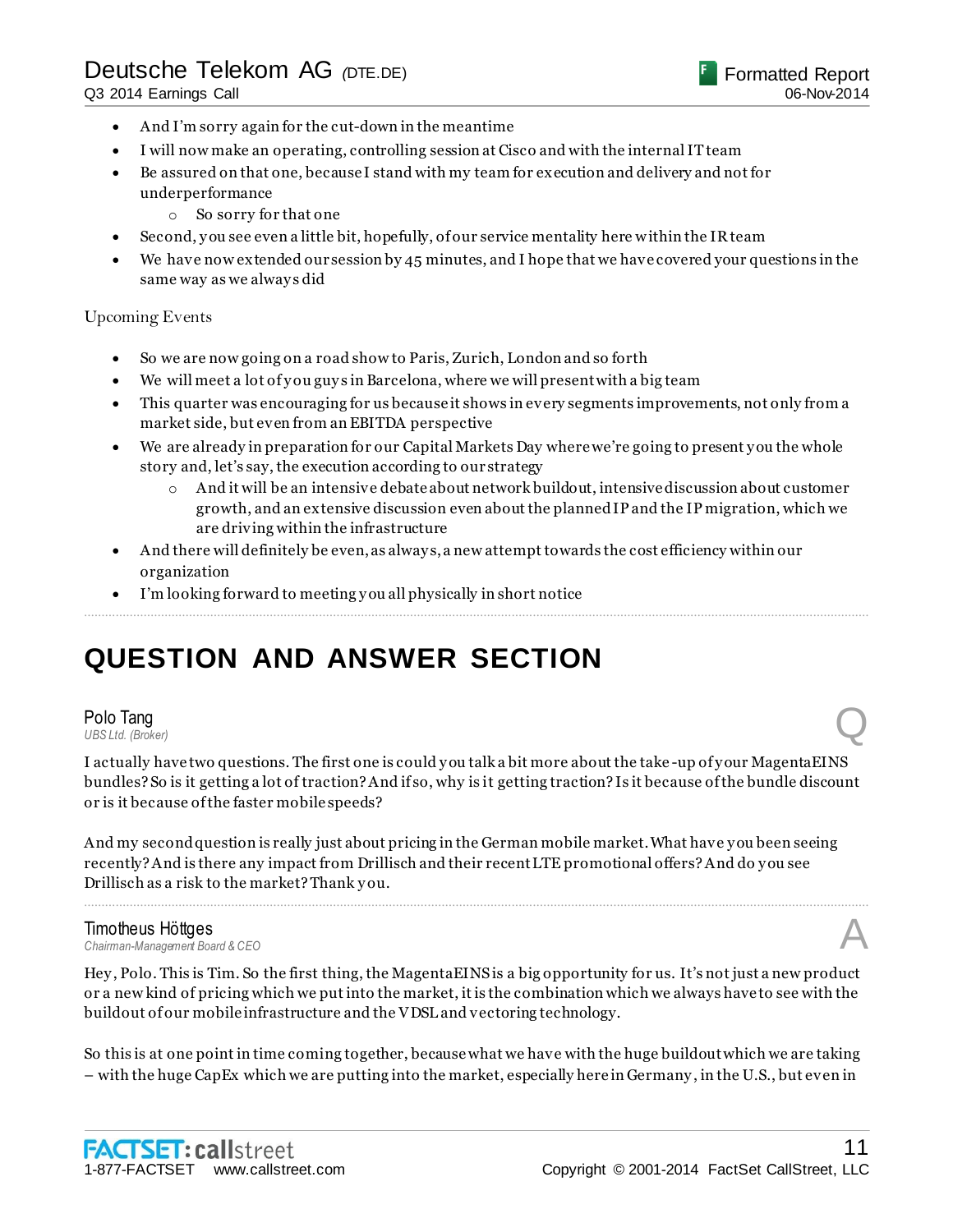- And I'm sorry again for the cut-down in the meantime
- I will now make an operating, controlling session at Cisco and with the internal IT team
- Be assured on that one, because I stand with my team for execution and delivery and not for underperformance
  - So sorry for that one
- Second, you see even a little bit, hopefully, of our service mentality here within the IR team
- We have now extended our session by 45 minutes, and I hope that we have covered your questions in the same way as we always did

Upcoming Events

- So we are now going on a road show to Paris, Zurich, London and so forth
- We will meet a lot of you guys in Barcelona, where we will present with a big team
- This quarter was encouraging for us because it shows in every segments improvements, not only from a market side, but even from an EBITDA perspective
- We are already in preparation for our Capital Markets Day where we're going to present you the whole story and, let's say, the execution according to our strategy
  - And it will be an intensive debate about network buildout, intensive discussion about customer growth, and an extensive discussion even about the planned IP and the IP migration, which we are driving within the infrastructure
- And there will definitely be even, as always, a new attempt towards the cost efficiency within our organization
- I'm looking forward to meeting you all physically in short notice

# QUESTION AND ANSWER SECTION

**Polo Tang**
*UBS Ltd. (Broker)* — Q

I actually have two questions. The first one is could you talk a bit more about the take-up of your MagentaEINS bundles? So is it getting a lot of traction? And if so, why is it getting traction? Is it because of the bundle discount or is it because of the faster mobile speeds?

And my second question is really just about pricing in the German mobile market. What have you been seeing recently? And is there any impact from Drillisch and their recent LTE promotional offers? And do you see Drillisch as a risk to the market? Thank you.

**Timotheus Höttges**
*Chairman-Management Board & CEO* — A

Hey, Polo. This is Tim. So the first thing, the MagentaEINS is a big opportunity for us. It's not just a new product or a new kind of pricing which we put into the market, it is the combination which we always have to see with the buildout of our mobile infrastructure and the VDSL and vectoring technology.

So this is at one point in time coming together, because what we have with the huge buildout which we are taking – with the huge CapEx which we are putting into the market, especially here in Germany, in the U.S., but even in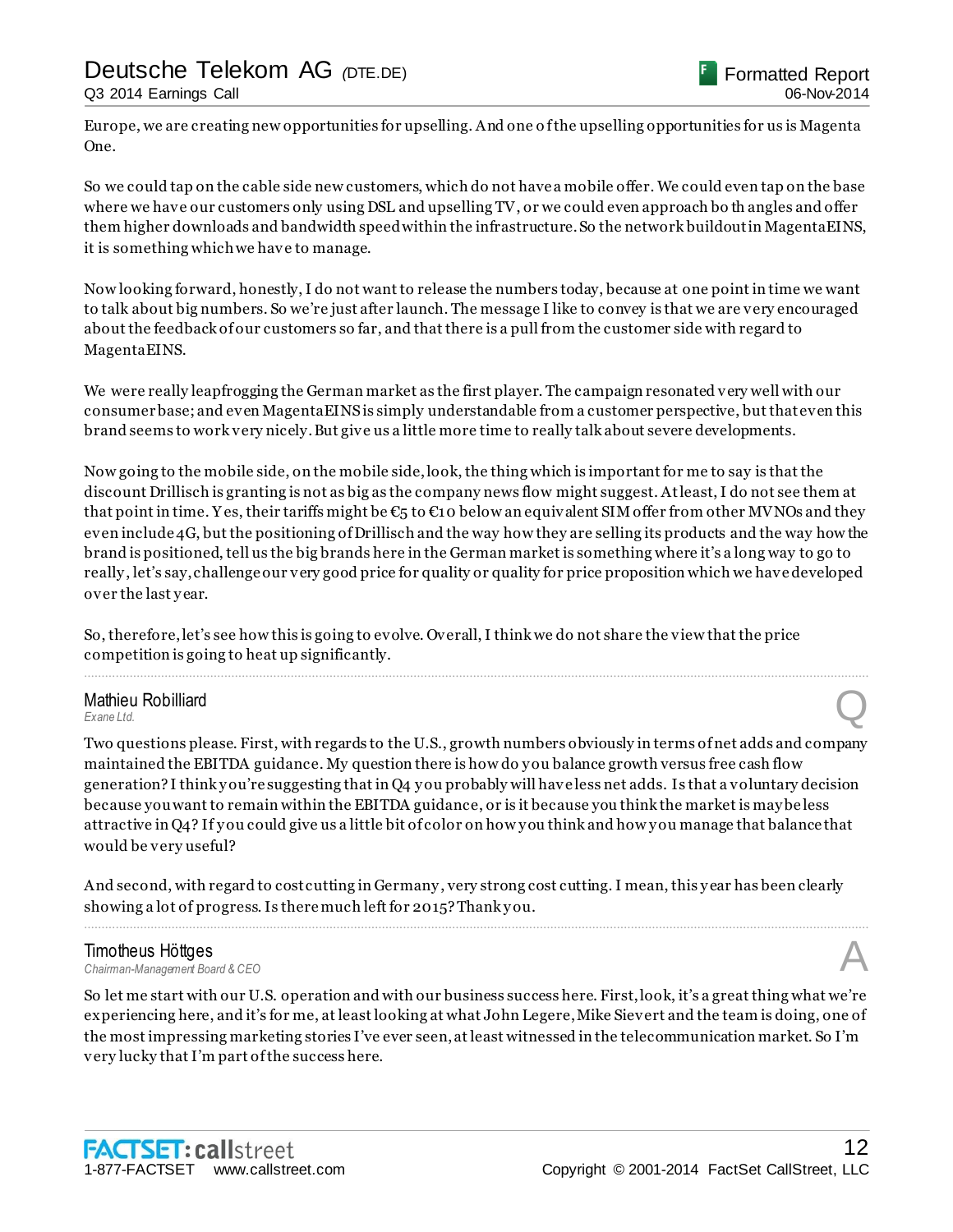Europe, we are creating new opportunities for upselling. And one of the upselling opportunities for us is Magenta One.

So we could tap on the cable side new customers, which do not have a mobile offer. We could even tap on the base where we have our customers only using DSL and upselling TV, or we could even approach both angles and offer them higher downloads and bandwidth speed within the infrastructure. So the network buildout in MagentaEINS, it is something which we have to manage.

Now looking forward, honestly, I do not want to release the numbers today, because at one point in time we want to talk about big numbers. So we're just after launch. The message I like to convey is that we are very encouraged about the feedback of our customers so far, and that there is a pull from the customer side with regard to MagentaEINS.

We were really leapfrogging the German market as the first player. The campaign resonated very well with our consumer base; and even MagentaEINS is simply understandable from a customer perspective, but that even this brand seems to work very nicely. But give us a little more time to really talk about severe developments.

Now going to the mobile side, on the mobile side, look, the thing which is important for me to say is that the discount Drillisch is granting is not as big as the company news flow might suggest. At least, I do not see them at that point in time. Yes, their tariffs might be €5 to €10 below an equivalent SIM offer from other MVNOs and they even include 4G, but the positioning of Drillisch and the way how they are selling its products and the way how the brand is positioned, tell us the big brands here in the German market is something where it's a long way to go to really, let's say, challenge our very good price for quality or quality for price proposition which we have developed over the last year.

So, therefore, let's see how this is going to evolve. Overall, I think we do not share the view that the price competition is going to heat up significantly.

---

**Mathieu Robilliard**
*Exane Ltd.*

**Q**

Two questions please. First, with regards to the U.S., growth numbers obviously in terms of net adds and company maintained the EBITDA guidance. My question there is how do you balance growth versus free cash flow generation? I think you're suggesting that in Q4 you probably will have less net adds. Is that a voluntary decision because you want to remain within the EBITDA guidance, or is it because you think the market is maybe less attractive in Q4? If you could give us a little bit of color on how you think and how you manage that balance that would be very useful?

And second, with regard to cost cutting in Germany, very strong cost cutting. I mean, this year has been clearly showing a lot of progress. Is there much left for 2015? Thank you.

---

**Timotheus Höttges**
*Chairman-Management Board & CEO*

**A**

So let me start with our U.S. operation and with our business success here. First, look, it's a great thing what we're experiencing here, and it's for me, at least looking at what John Legere, Mike Sievert and the team is doing, one of the most impressing marketing stories I've ever seen, at least witnessed in the telecommunication market. So I'm very lucky that I'm part of the success here.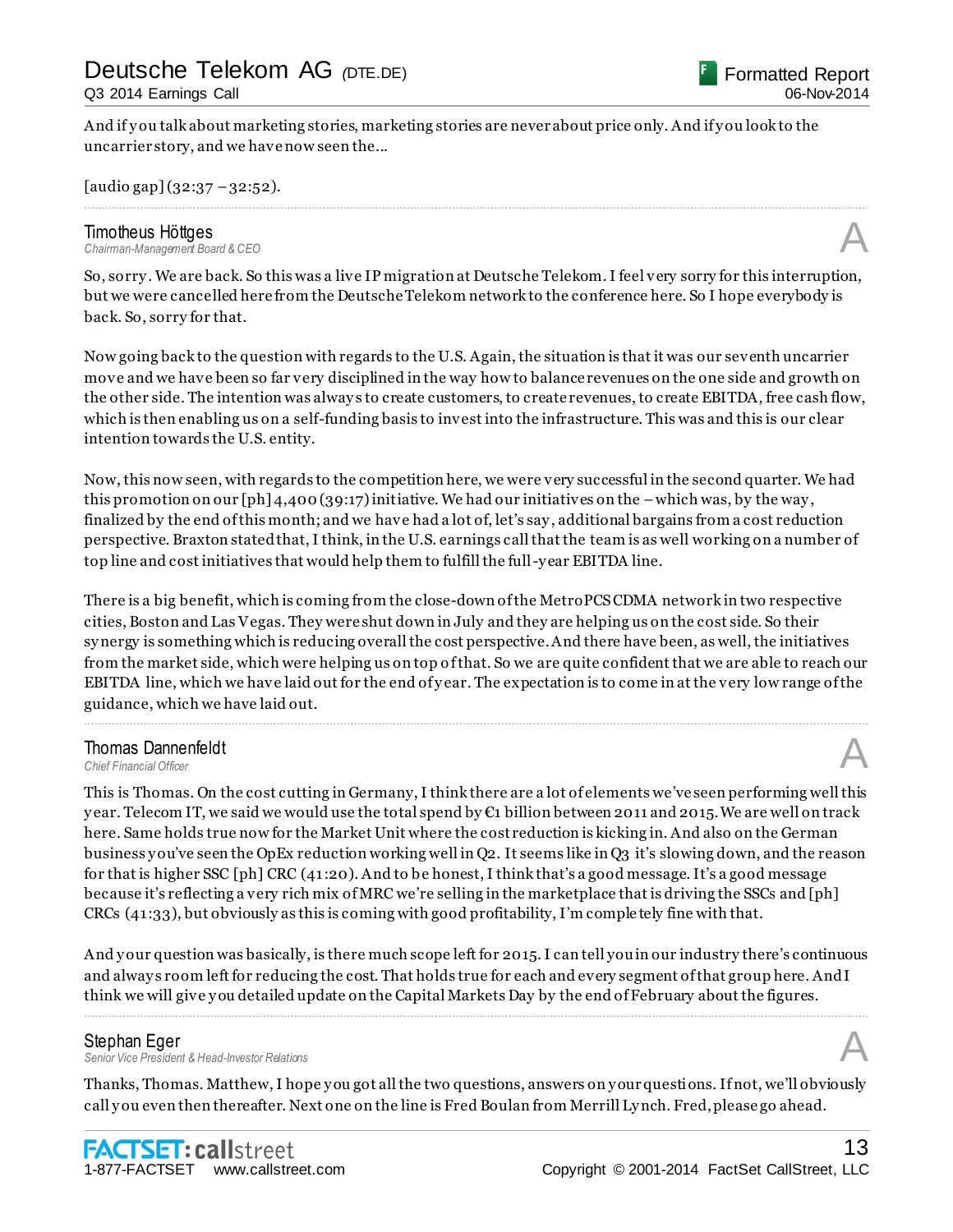And if you talk about marketing stories, marketing stories are never about price only. And if you look to the uncarrier story, and we have now seen the...

[audio gap] (32:37 – 32:52).

---

**Timotheus Höttges**
*Chairman-Management Board & CEO*

So, sorry. We are back. So this was a live IP migration at Deutsche Telekom. I feel very sorry for this interruption, but we were cancelled here from the Deutsche Telekom network to the conference here. So I hope everybody is back. So, sorry for that.

Now going back to the question with regards to the U.S. Again, the situation is that it was our seventh uncarrier move and we have been so far very disciplined in the way how to balance revenues on the one side and growth on the other side. The intention was always to create customers, to create revenues, to create EBITDA, free cash flow, which is then enabling us on a self-funding basis to invest into the infrastructure. This was and this is our clear intention towards the U.S. entity.

Now, this now seen, with regards to the competition here, we were very successful in the second quarter. We had this promotion on our [ph] 4,400 (39:17) initiative. We had our initiatives on the – which was, by the way, finalized by the end of this month; and we have had a lot of, let's say, additional bargains from a cost reduction perspective. Braxton stated that, I think, in the U.S. earnings call that the team is as well working on a number of top line and cost initiatives that would help them to fulfill the full-year EBITDA line.

There is a big benefit, which is coming from the close-down of the MetroPCS CDMA network in two respective cities, Boston and Las Vegas. They were shut down in July and they are helping us on the cost side. So their synergy is something which is reducing overall the cost perspective. And there have been, as well, the initiatives from the market side, which were helping us on top of that. So we are quite confident that we are able to reach our EBITDA line, which we have laid out for the end of year. The expectation is to come in at the very low range of the guidance, which we have laid out.

---

**Thomas Dannenfeldt**
*Chief Financial Officer*

This is Thomas. On the cost cutting in Germany, I think there are a lot of elements we've seen performing well this year. Telecom IT, we said we would use the total spend by €1 billion between 2011 and 2015. We are well on track here. Same holds true now for the Market Unit where the cost reduction is kicking in. And also on the German business you've seen the OpEx reduction working well in Q2. It seems like in Q3 it's slowing down, and the reason for that is higher SSC [ph] CRC (41:20). And to be honest, I think that's a good message. It's a good message because it's reflecting a very rich mix of MRC we're selling in the marketplace that is driving the SSCs and [ph] CRCs (41:33), but obviously as this is coming with good profitability, I'm completely fine with that.

And your question was basically, is there much scope left for 2015. I can tell you in our industry there's continuous and always room left for reducing the cost. That holds true for each and every segment of that group here. And I think we will give you detailed update on the Capital Markets Day by the end of February about the figures.

---

**Stephan Eger**
*Senior Vice President & Head-Investor Relations*

Thanks, Thomas. Matthew, I hope you got all the two questions, answers on your questions. If not, we'll obviously call you even then thereafter. Next one on the line is Fred Boulan from Merrill Lynch. Fred, please go ahead.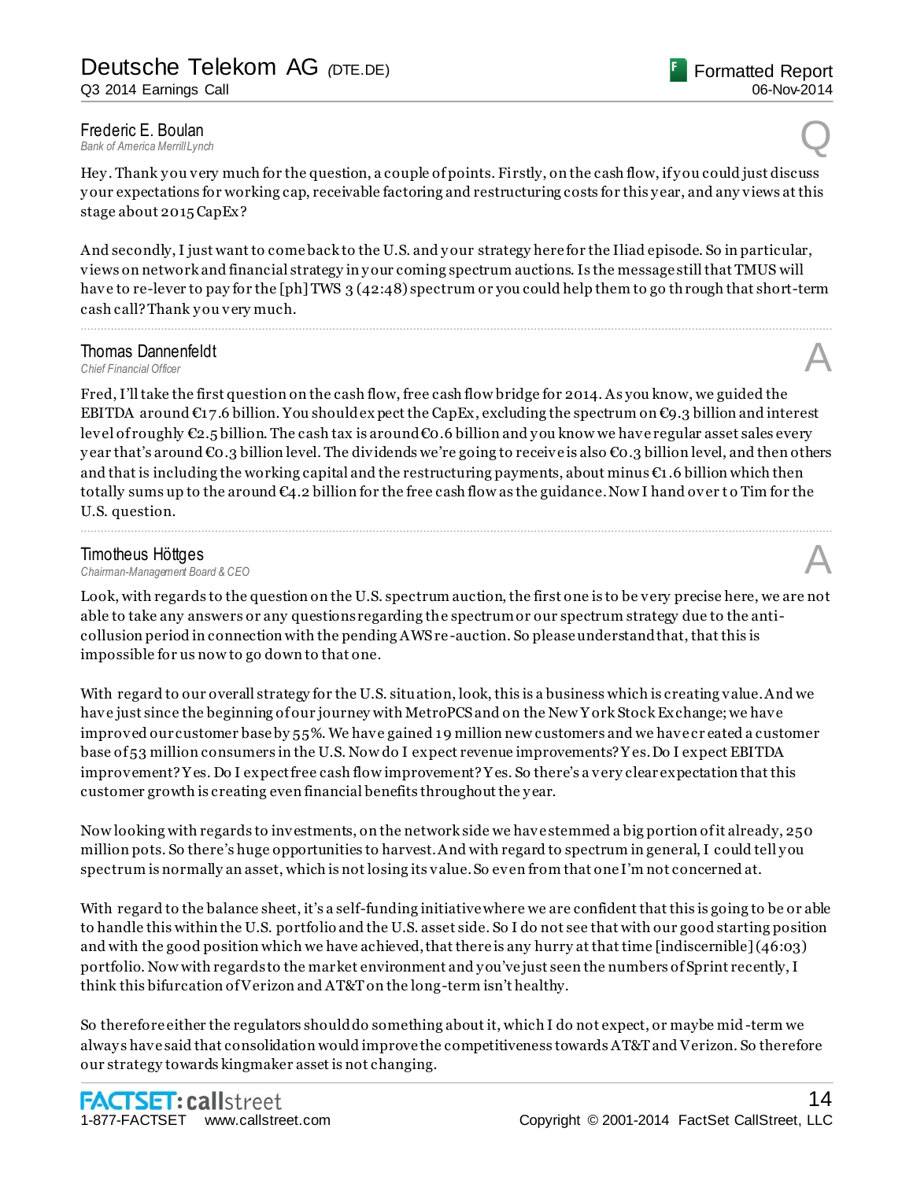**Frederic E. Boulan**
*Bank of America Merrill Lynch*

Q

Hey. Thank you very much for the question, a couple of points. Firstly, on the cash flow, if you could just discuss your expectations for working cap, receivable factoring and restructuring costs for this year, and any views at this stage about 2015 CapEx?

And secondly, I just want to come back to the U.S. and your strategy here for the Iliad episode. So in particular, views on network and financial strategy in your coming spectrum auctions. Is the message still that TMUS will have to re-lever to pay for the [ph] TWS 3 (42:48) spectrum or you could help them to go through that short-term cash call? Thank you very much.

---

**Thomas Dannenfeldt**
*Chief Financial Officer*

A

Fred, I'll take the first question on the cash flow, free cash flow bridge for 2014. As you know, we guided the EBITDA around €17.6 billion. You should expect the CapEx, excluding the spectrum on €9.3 billion and interest level of roughly €2.5 billion. The cash tax is around €0.6 billion and you know we have regular asset sales every year that's around €0.3 billion level. The dividends we're going to receive is also €0.3 billion level, and then others and that is including the working capital and the restructuring payments, about minus €1.6 billion which then totally sums up to the around €4.2 billion for the free cash flow as the guidance. Now I hand over to Tim for the U.S. question.

---

**Timotheus Höttges**
*Chairman-Management Board & CEO*

A

Look, with regards to the question on the U.S. spectrum auction, the first one is to be very precise here, we are not able to take any answers or any questions regarding the spectrum or our spectrum strategy due to the anti-collusion period in connection with the pending AWS re-auction. So please understand that, that this is impossible for us now to go down to that one.

With regard to our overall strategy for the U.S. situation, look, this is a business which is creating value. And we have just since the beginning of our journey with MetroPCS and on the New York Stock Exchange; we have improved our customer base by 55%. We have gained 19 million new customers and we have created a customer base of 53 million consumers in the U.S. Now do I expect revenue improvements? Yes. Do I expect EBITDA improvement? Yes. Do I expect free cash flow improvement? Yes. So there's a very clear expectation that this customer growth is creating even financial benefits throughout the year.

Now looking with regards to investments, on the network side we have stemmed a big portion of it already, 250 million pots. So there's huge opportunities to harvest. And with regard to spectrum in general, I could tell you spectrum is normally an asset, which is not losing its value. So even from that one I'm not concerned at.

With regard to the balance sheet, it's a self-funding initiative where we are confident that this is going to be or able to handle this within the U.S. portfolio and the U.S. asset side. So I do not see that with our good starting position and with the good position which we have achieved, that there is any hurry at that time [indiscernible] (46:03) portfolio. Now with regards to the market environment and you've just seen the numbers of Sprint recently, I think this bifurcation of Verizon and AT&T on the long-term isn't healthy.

So therefore either the regulators should do something about it, which I do not expect, or maybe mid-term we always have said that consolidation would improve the competitiveness towards AT&T and Verizon. So therefore our strategy towards kingmaker asset is not changing.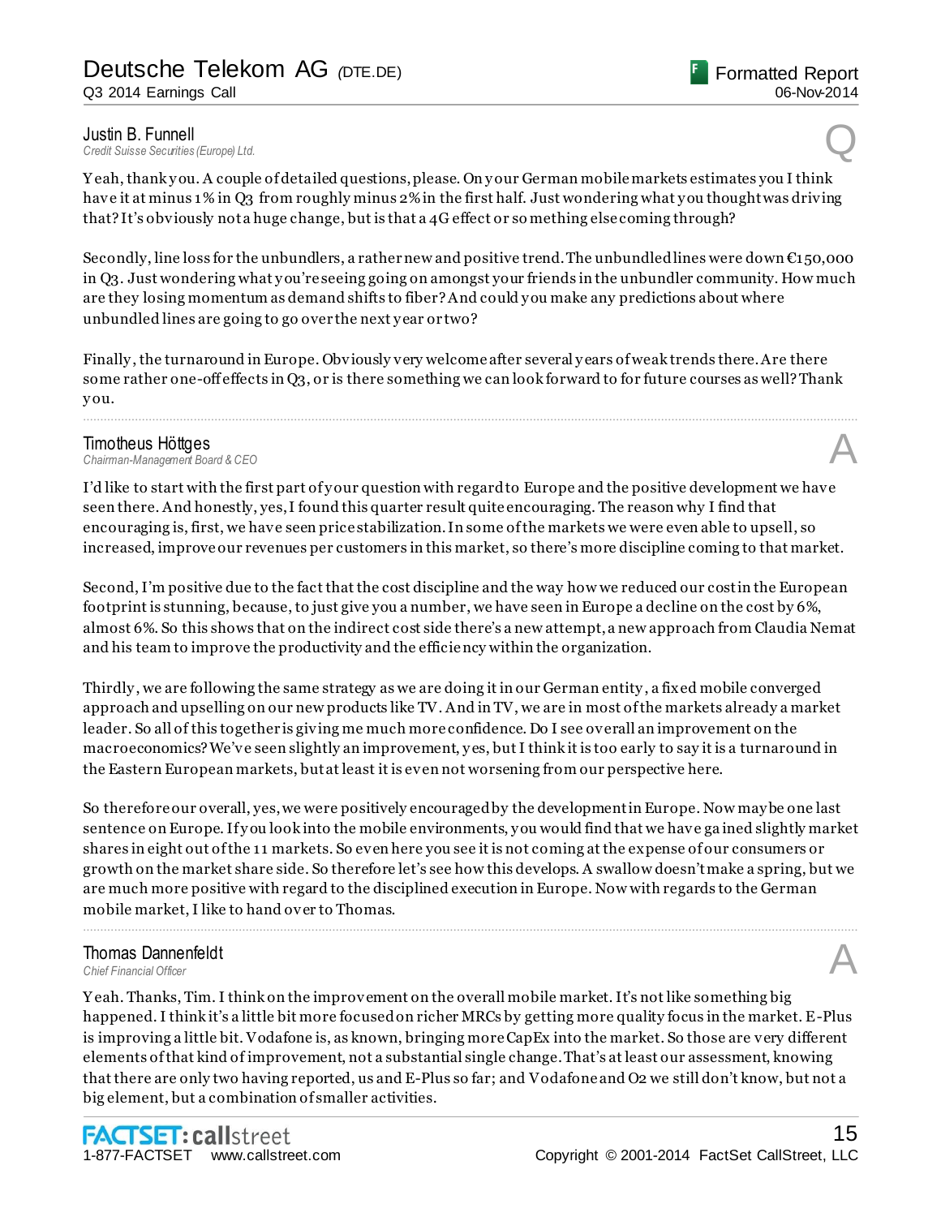**Justin B. Funnell**
*Credit Suisse Securities (Europe) Ltd.*

Q

Yeah, thank you. A couple of detailed questions, please. On your German mobile markets estimates you I think have it at minus 1% in Q3 from roughly minus 2% in the first half. Just wondering what you thought was driving that? It's obviously not a huge change, but is that a 4G effect or something else coming through?

Secondly, line loss for the unbundlers, a rather new and positive trend. The unbundled lines were down €150,000 in Q3. Just wondering what you're seeing going on amongst your friends in the unbundler community. How much are they losing momentum as demand shifts to fiber? And could you make any predictions about where unbundled lines are going to go over the next year or two?

Finally, the turnaround in Europe. Obviously very welcome after several years of weak trends there. Are there some rather one-off effects in Q3, or is there something we can look forward to for future courses as well? Thank you.

---

**Timotheus Höttges**
*Chairman-Management Board & CEO*

A

I'd like to start with the first part of your question with regard to Europe and the positive development we have seen there. And honestly, yes, I found this quarter result quite encouraging. The reason why I find that encouraging is, first, we have seen price stabilization. In some of the markets we were even able to upsell, so increased, improve our revenues per customers in this market, so there's more discipline coming to that market.

Second, I'm positive due to the fact that the cost discipline and the way how we reduced our cost in the European footprint is stunning, because, to just give you a number, we have seen in Europe a decline on the cost by 6%, almost 6%. So this shows that on the indirect cost side there's a new attempt, a new approach from Claudia Nemat and his team to improve the productivity and the efficiency within the organization.

Thirdly, we are following the same strategy as we are doing it in our German entity, a fixed mobile converged approach and upselling on our new products like TV. And in TV, we are in most of the markets already a market leader. So all of this together is giving me much more confidence. Do I see overall an improvement on the macroeconomics? We've seen slightly an improvement, yes, but I think it is too early to say it is a turnaround in the Eastern European markets, but at least it is even not worsening from our perspective here.

So therefore our overall, yes, we were positively encouraged by the development in Europe. Now maybe one last sentence on Europe. If you look into the mobile environments, you would find that we have gained slightly market shares in eight out of the 11 markets. So even here you see it is not coming at the expense of our consumers or growth on the market share side. So therefore let's see how this develops. A swallow doesn't make a spring, but we are much more positive with regard to the disciplined execution in Europe. Now with regards to the German mobile market, I like to hand over to Thomas.

---

**Thomas Dannenfeldt**
*Chief Financial Officer*

A

Yeah. Thanks, Tim. I think on the improvement on the overall mobile market. It's not like something big happened. I think it's a little bit more focused on richer MRCs by getting more quality focus in the market. E-Plus is improving a little bit. Vodafone is, as known, bringing more CapEx into the market. So those are very different elements of that kind of improvement, not a substantial single change. That's at least our assessment, knowing that there are only two having reported, us and E-Plus so far; and Vodafone and O2 we still don't know, but not a big element, but a combination of smaller activities.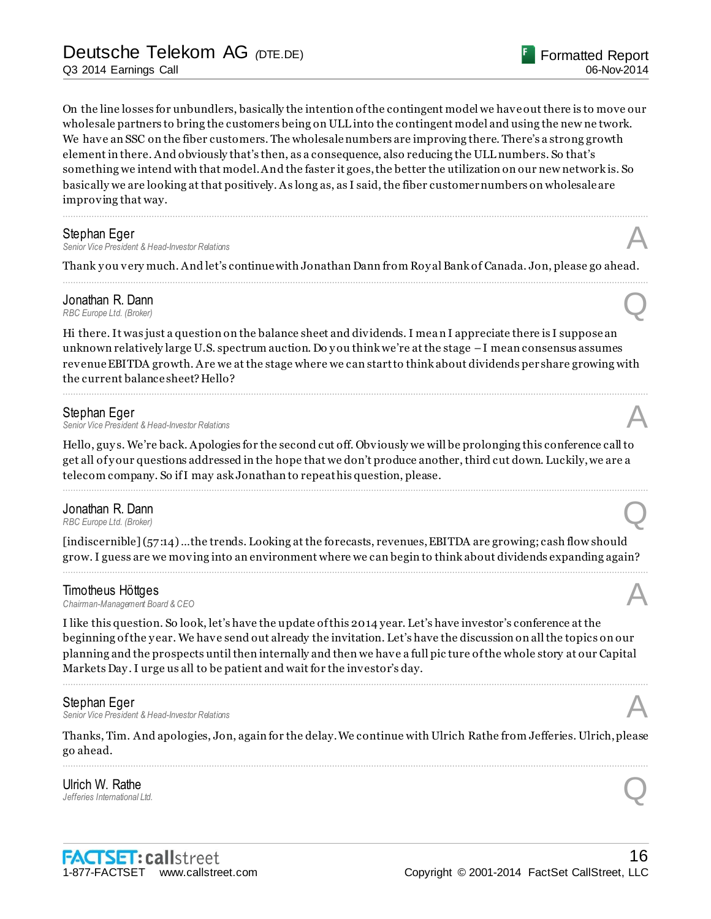On the line losses for unbundlers, basically the intention of the contingent model we have out there is to move our wholesale partners to bring the customers being on ULL into the contingent model and using the new network. We have an SSC on the fiber customers. The wholesale numbers are improving there. There's a strong growth element in there. And obviously that's then, as a consequence, also reducing the ULL numbers. So that's something we intend with that model. And the faster it goes, the better the utilization on our new network is. So basically we are looking at that positively. As long as, as I said, the fiber customer numbers on wholesale are improving that way.

---

**Stephan Eger**
*Senior Vice President & Head-Investor Relations* **A**

Thank you very much. And let's continue with Jonathan Dann from Royal Bank of Canada. Jon, please go ahead.

---

**Jonathan R. Dann**
*RBC Europe Ltd. (Broker)* **Q**

Hi there. It was just a question on the balance sheet and dividends. I mean I appreciate there is I suppose an unknown relatively large U.S. spectrum auction. Do you think we're at the stage – I mean consensus assumes revenue EBITDA growth. Are we at the stage where we can start to think about dividends per share growing with the current balance sheet? Hello?

---

**Stephan Eger**
*Senior Vice President & Head-Investor Relations* **A**

Hello, guys. We're back. Apologies for the second cut off. Obviously we will be prolonging this conference call to get all of your questions addressed in the hope that we don't produce another, third cut down. Luckily, we are a telecom company. So if I may ask Jonathan to repeat his question, please.

---

**Jonathan R. Dann**
*RBC Europe Ltd. (Broker)* **Q**

[indiscernible] (57:14) ...the trends. Looking at the forecasts, revenues, EBITDA are growing; cash flow should grow. I guess are we moving into an environment where we can begin to think about dividends expanding again?

---

**Timotheus Höttges**
*Chairman-Management Board & CEO* **A**

I like this question. So look, let's have the update of this 2014 year. Let's have investor's conference at the beginning of the year. We have send out already the invitation. Let's have the discussion on all the topics on our planning and the prospects until then internally and then we have a full picture of the whole story at our Capital Markets Day. I urge us all to be patient and wait for the investor's day.

---

**Stephan Eger**
*Senior Vice President & Head-Investor Relations* **A**

Thanks, Tim. And apologies, Jon, again for the delay. We continue with Ulrich Rathe from Jefferies. Ulrich, please go ahead.

---

**Ulrich W. Rathe**
*Jefferies International Ltd.* **Q**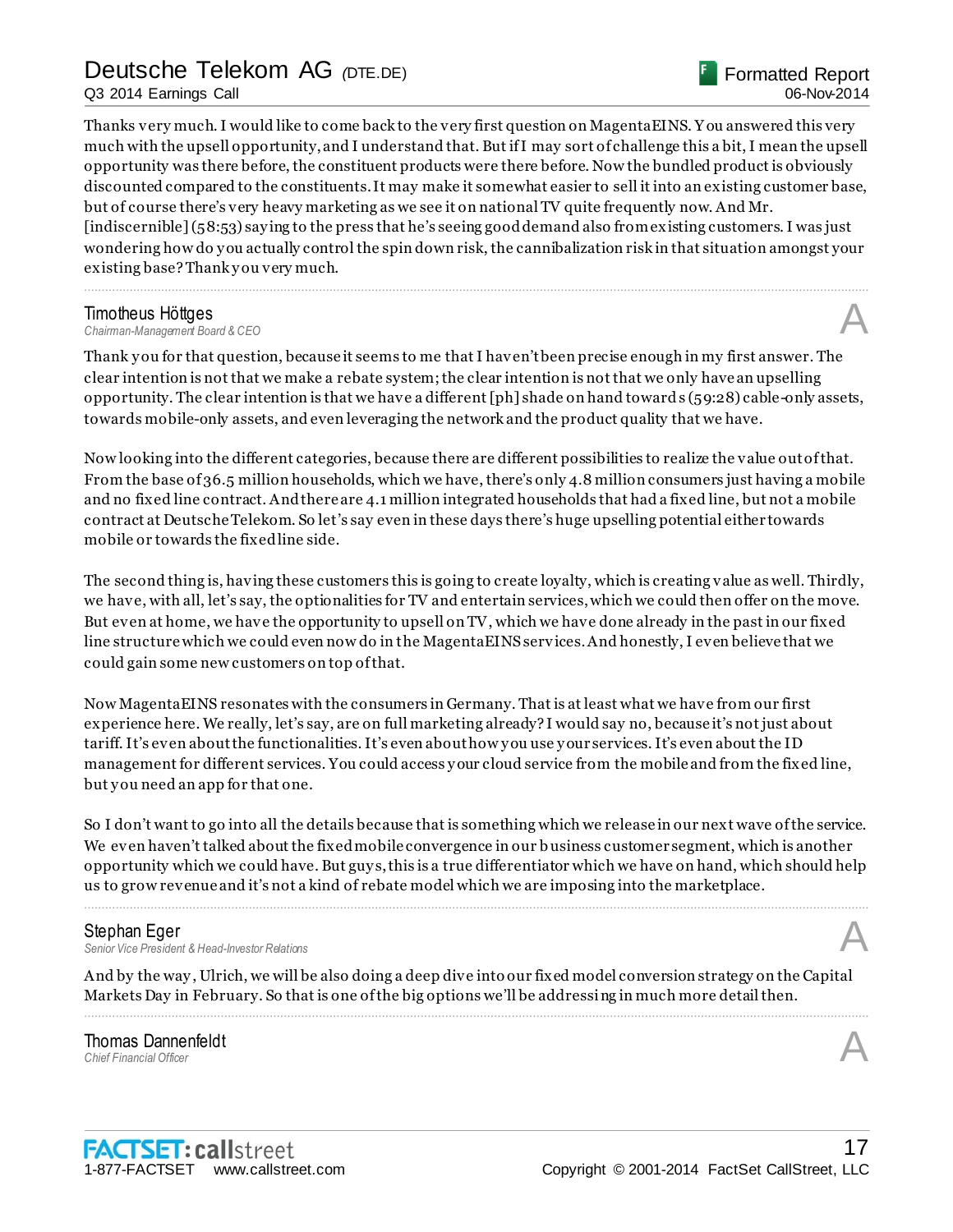Thanks very much. I would like to come back to the very first question on MagentaEINS. You answered this very much with the upsell opportunity, and I understand that. But if I may sort of challenge this a bit, I mean the upsell opportunity was there before, the constituent products were there before. Now the bundled product is obviously discounted compared to the constituents. It may make it somewhat easier to sell it into an existing customer base, but of course there's very heavy marketing as we see it on national TV quite frequently now. And Mr. [indiscernible] (58:53) saying to the press that he's seeing good demand also from existing customers. I was just wondering how do you actually control the spin down risk, the cannibalization risk in that situation amongst your existing base? Thank you very much.

---

**Timotheus Höttges**
*Chairman-Management Board & CEO*

A

Thank you for that question, because it seems to me that I haven't been precise enough in my first answer. The clear intention is not that we make a rebate system; the clear intention is not that we only have an upselling opportunity. The clear intention is that we have a different [ph] shade on hand towards (59:28) cable-only assets, towards mobile-only assets, and even leveraging the network and the product quality that we have.

Now looking into the different categories, because there are different possibilities to realize the value out of that. From the base of 36.5 million households, which we have, there's only 4.8 million consumers just having a mobile and no fixed line contract. And there are 4.1 million integrated households that had a fixed line, but not a mobile contract at Deutsche Telekom. So let's say even in these days there's huge upselling potential either towards mobile or towards the fixed line side.

The second thing is, having these customers this is going to create loyalty, which is creating value as well. Thirdly, we have, with all, let's say, the optionalities for TV and entertain services, which we could then offer on the move. But even at home, we have the opportunity to upsell on TV, which we have done already in the past in our fixed line structure which we could even now do in the MagentaEINS services. And honestly, I even believe that we could gain some new customers on top of that.

Now MagentaEINS resonates with the consumers in Germany. That is at least what we have from our first experience here. We really, let's say, are on full marketing already? I would say no, because it's not just about tariff. It's even about the functionalities. It's even about how you use your services. It's even about the ID management for different services. You could access your cloud service from the mobile and from the fixed line, but you need an app for that one.

So I don't want to go into all the details because that is something which we release in our next wave of the service. We even haven't talked about the fixed mobile convergence in our business customer segment, which is another opportunity which we could have. But guys, this is a true differentiator which we have on hand, which should help us to grow revenue and it's not a kind of rebate model which we are imposing into the marketplace.

---

**Stephan Eger**
*Senior Vice President & Head-Investor Relations*

A

And by the way, Ulrich, we will be also doing a deep dive into our fixed model conversion strategy on the Capital Markets Day in February. So that is one of the big options we'll be addressing in much more detail then.

---

**Thomas Dannenfeldt**
*Chief Financial Officer*

A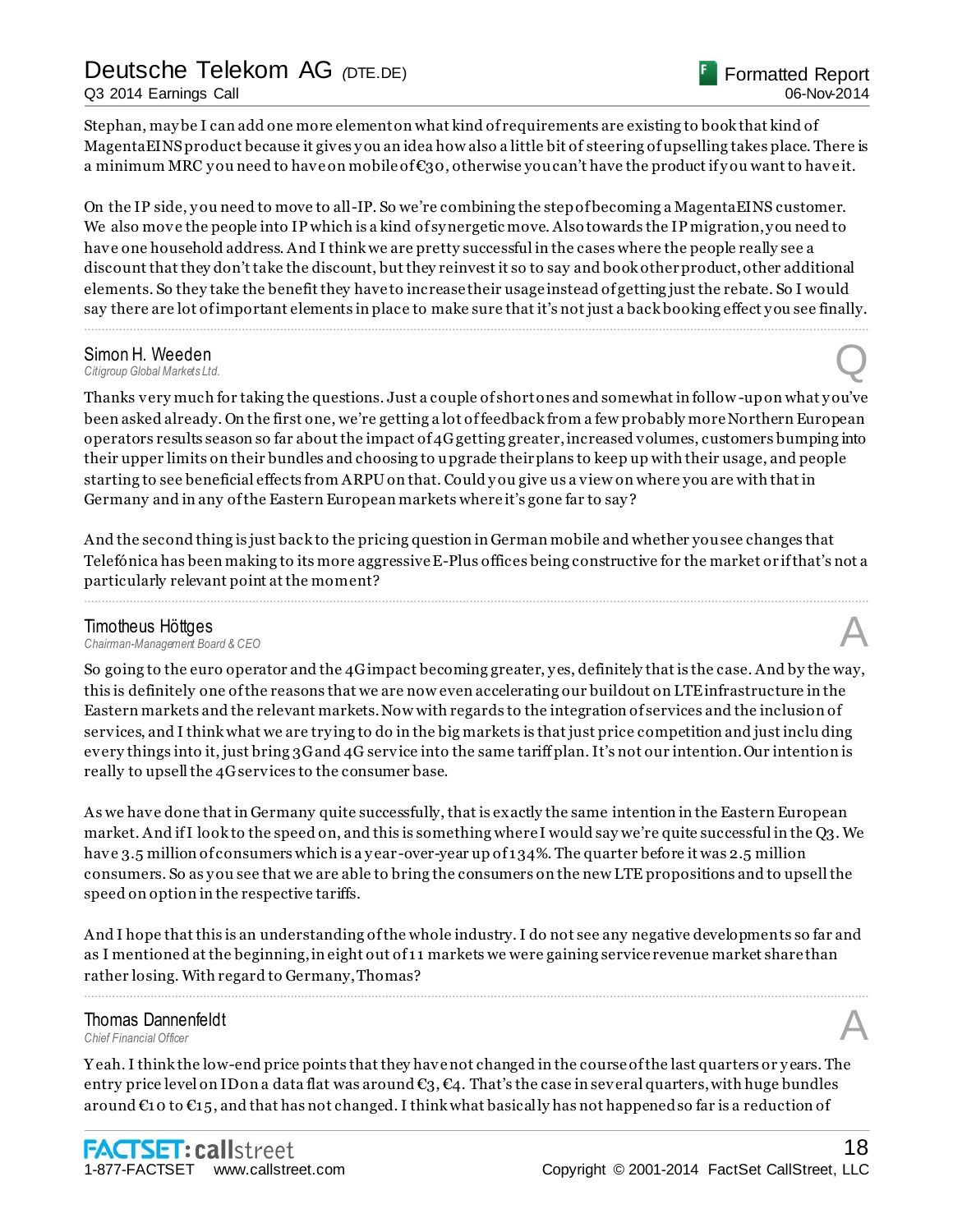Stephan, maybe I can add one more element on what kind of requirements are existing to book that kind of MagentaEINS product because it gives you an idea how also a little bit of steering of upselling takes place. There is a minimum MRC you need to have on mobile of €30, otherwise you can't have the product if you want to have it.

On the IP side, you need to move to all-IP. So we're combining the step of becoming a MagentaEINS customer. We also move the people into IP which is a kind of synergetic move. Also towards the IP migration, you need to have one household address. And I think we are pretty successful in the cases where the people really see a discount that they don't take the discount, but they reinvest it so to say and book other product, other additional elements. So they take the benefit they have to increase their usage instead of getting just the rebate. So I would say there are lot of important elements in place to make sure that it's not just a back booking effect you see finally.

---

**Simon H. Weeden**
*Citigroup Global Markets Ltd.* — **Q**

Thanks very much for taking the questions. Just a couple of short ones and somewhat in follow-up on what you've been asked already. On the first one, we're getting a lot of feedback from a few probably more Northern European operators results season so far about the impact of 4G getting greater, increased volumes, customers bumping into their upper limits on their bundles and choosing to upgrade their plans to keep up with their usage, and people starting to see beneficial effects from ARPU on that. Could you give us a view on where you are with that in Germany and in any of the Eastern European markets where it's gone far to say?

And the second thing is just back to the pricing question in German mobile and whether you see changes that Telefónica has been making to its more aggressive E-Plus offices being constructive for the market or if that's not a particularly relevant point at the moment?

---

**Timotheus Höttges**
*Chairman-Management Board & CEO* — **A**

So going to the euro operator and the 4G impact becoming greater, yes, definitely that is the case. And by the way, this is definitely one of the reasons that we are now even accelerating our buildout on LTE infrastructure in the Eastern markets and the relevant markets. Now with regards to the integration of services and the inclusion of services, and I think what we are trying to do in the big markets is that just price competition and just including every things into it, just bring 3G and 4G service into the same tariff plan. It's not our intention. Our intention is really to upsell the 4G services to the consumer base.

As we have done that in Germany quite successfully, that is exactly the same intention in the Eastern European market. And if I look to the speed on, and this is something where I would say we're quite successful in the Q3. We have 3.5 million of consumers which is a year-over-year up of 134%. The quarter before it was 2.5 million consumers. So as you see that we are able to bring the consumers on the new LTE propositions and to upsell the speed on option in the respective tariffs.

And I hope that this is an understanding of the whole industry. I do not see any negative developments so far and as I mentioned at the beginning, in eight out of 11 markets we were gaining service revenue market share than rather losing. With regard to Germany, Thomas?

---

**Thomas Dannenfeldt**
*Chief Financial Officer* — **A**

Yeah. I think the low-end price points that they have not changed in the course of the last quarters or years. The entry price level on ID on a data flat was around €3, €4. That's the case in several quarters, with huge bundles around €10 to €15, and that has not changed. I think what basically has not happened so far is a reduction of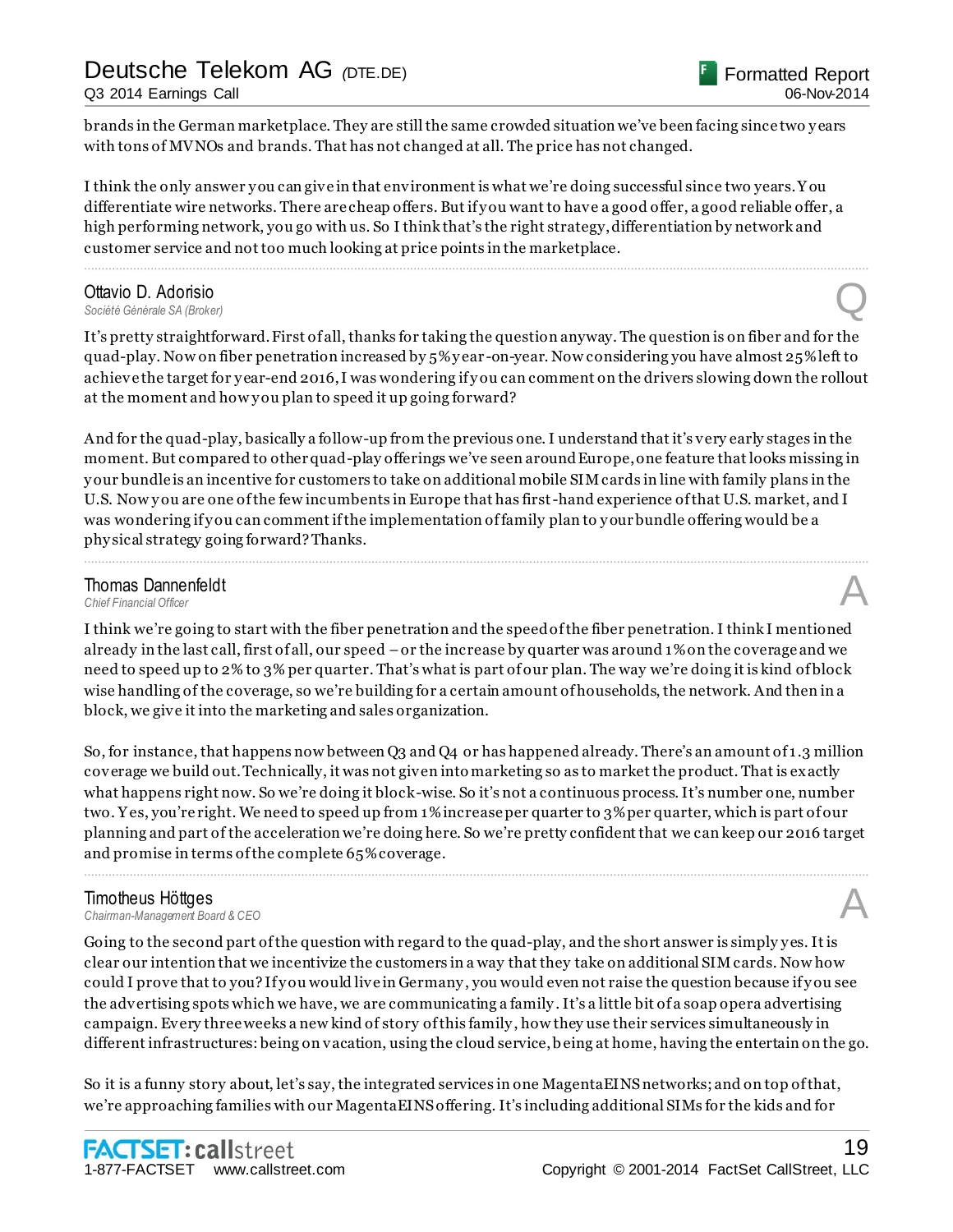brands in the German marketplace. They are still the same crowded situation we've been facing since two years with tons of MVNOs and brands. That has not changed at all. The price has not changed.

I think the only answer you can give in that environment is what we're doing successful since two years. You differentiate wire networks. There are cheap offers. But if you want to have a good offer, a good reliable offer, a high performing network, you go with us. So I think that's the right strategy, differentiation by network and customer service and not too much looking at price points in the marketplace.

---

**Ottavio D. Adorisio**
*Société Générale SA (Broker)*

**Q**

It's pretty straightforward. First of all, thanks for taking the question anyway. The question is on fiber and for the quad-play. Now on fiber penetration increased by 5% year-on-year. Now considering you have almost 25% left to achieve the target for year-end 2016, I was wondering if you can comment on the drivers slowing down the rollout at the moment and how you plan to speed it up going forward?

And for the quad-play, basically a follow-up from the previous one. I understand that it's very early stages in the moment. But compared to other quad-play offerings we've seen around Europe, one feature that looks missing in your bundle is an incentive for customers to take on additional mobile SIM cards in line with family plans in the U.S. Now you are one of the few incumbents in Europe that has first-hand experience of that U.S. market, and I was wondering if you can comment if the implementation of family plan to your bundle offering would be a physical strategy going forward? Thanks.

---

**Thomas Dannenfeldt**
*Chief Financial Officer*

**A**

I think we're going to start with the fiber penetration and the speed of the fiber penetration. I think I mentioned already in the last call, first of all, our speed – or the increase by quarter was around 1% on the coverage and we need to speed up to 2% to 3% per quarter. That's what is part of our plan. The way we're doing it is kind of block wise handling of the coverage, so we're building for a certain amount of households, the network. And then in a block, we give it into the marketing and sales organization.

So, for instance, that happens now between Q3 and Q4 or has happened already. There's an amount of 1.3 million coverage we build out. Technically, it was not given into marketing so as to market the product. That is exactly what happens right now. So we're doing it block-wise. So it's not a continuous process. It's number one, number two. Yes, you're right. We need to speed up from 1% increase per quarter to 3% per quarter, which is part of our planning and part of the acceleration we're doing here. So we're pretty confident that we can keep our 2016 target and promise in terms of the complete 65% coverage.

---

**Timotheus Höttges**
*Chairman-Management Board & CEO*

**A**

Going to the second part of the question with regard to the quad-play, and the short answer is simply yes. It is clear our intention that we incentivize the customers in a way that they take on additional SIM cards. Now how could I prove that to you? If you would live in Germany, you would even not raise the question because if you see the advertising spots which we have, we are communicating a family. It's a little bit of a soap opera advertising campaign. Every three weeks a new kind of story of this family, how they use their services simultaneously in different infrastructures: being on vacation, using the cloud service, being at home, having the entertain on the go.

So it is a funny story about, let's say, the integrated services in one MagentaEINS networks; and on top of that, we're approaching families with our MagentaEINS offering. It's including additional SIMs for the kids and for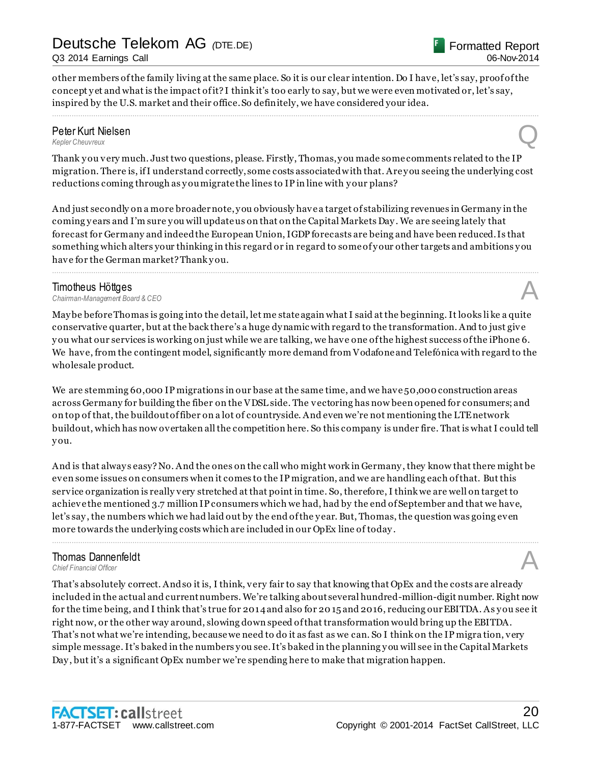other members of the family living at the same place. So it is our clear intention. Do I have, let's say, proof of the concept yet and what is the impact of it? I think it's too early to say, but we were even motivated or, let's say, inspired by the U.S. market and their office. So definitely, we have considered your idea.

---

**Peter Kurt Nielsen**
*Kepler Cheuvreux* — Q

Thank you very much. Just two questions, please. Firstly, Thomas, you made some comments related to the IP migration. There is, if I understand correctly, some costs associated with that. Are you seeing the underlying cost reductions coming through as you migrate the lines to IP in line with your plans?

And just secondly on a more broader note, you obviously have a target of stabilizing revenues in Germany in the coming years and I'm sure you will update us on that on the Capital Markets Day. We are seeing lately that forecast for Germany and indeed the European Union, I GDP forecasts are being and have been reduced. Is that something which alters your thinking in this regard or in regard to some of your other targets and ambitions you have for the German market? Thank you.

---

**Timotheus Höttges**
*Chairman-Management Board & CEO* — A

Maybe before Thomas is going into the detail, let me state again what I said at the beginning. It looks like a quite conservative quarter, but at the back there's a huge dynamic with regard to the transformation. And to just give you what our services is working on just while we are talking, we have one of the highest success of the iPhone 6. We have, from the contingent model, significantly more demand from Vodafone and Telefónica with regard to the wholesale product.

We are stemming 60,000 IP migrations in our base at the same time, and we have 50,000 construction areas across Germany for building the fiber on the VDSL side. The vectoring has now been opened for consumers; and on top of that, the buildout of fiber on a lot of countryside. And even we're not mentioning the LTE network buildout, which has now overtaken all the competition here. So this company is under fire. That is what I could tell you.

And is that always easy? No. And the ones on the call who might work in Germany, they know that there might be even some issues on consumers when it comes to the IP migration, and we are handling each of that. But this service organization is really very stretched at that point in time. So, therefore, I think we are well on target to achieve the mentioned 3.7 million IP consumers which we had, had by the end of September and that we have, let's say, the numbers which we had laid out by the end of the year. But, Thomas, the question was going even more towards the underlying costs which are included in our OpEx line of today.

---

**Thomas Dannenfeldt**
*Chief Financial Officer* — A

That's absolutely correct. And so it is, I think, very fair to say that knowing that OpEx and the costs are already included in the actual and current numbers. We're talking about several hundred-million-digit number. Right now for the time being, and I think that's true for 2014 and also for 2015 and 2016, reducing our EBITDA. As you see it right now, or the other way around, slowing down speed of that transformation would bring up the EBITDA. That's not what we're intending, because we need to do it as fast as we can. So I think on the IP migration, very simple message. It's baked in the numbers you see. It's baked in the planning you will see in the Capital Markets Day, but it's a significant OpEx number we're spending here to make that migration happen.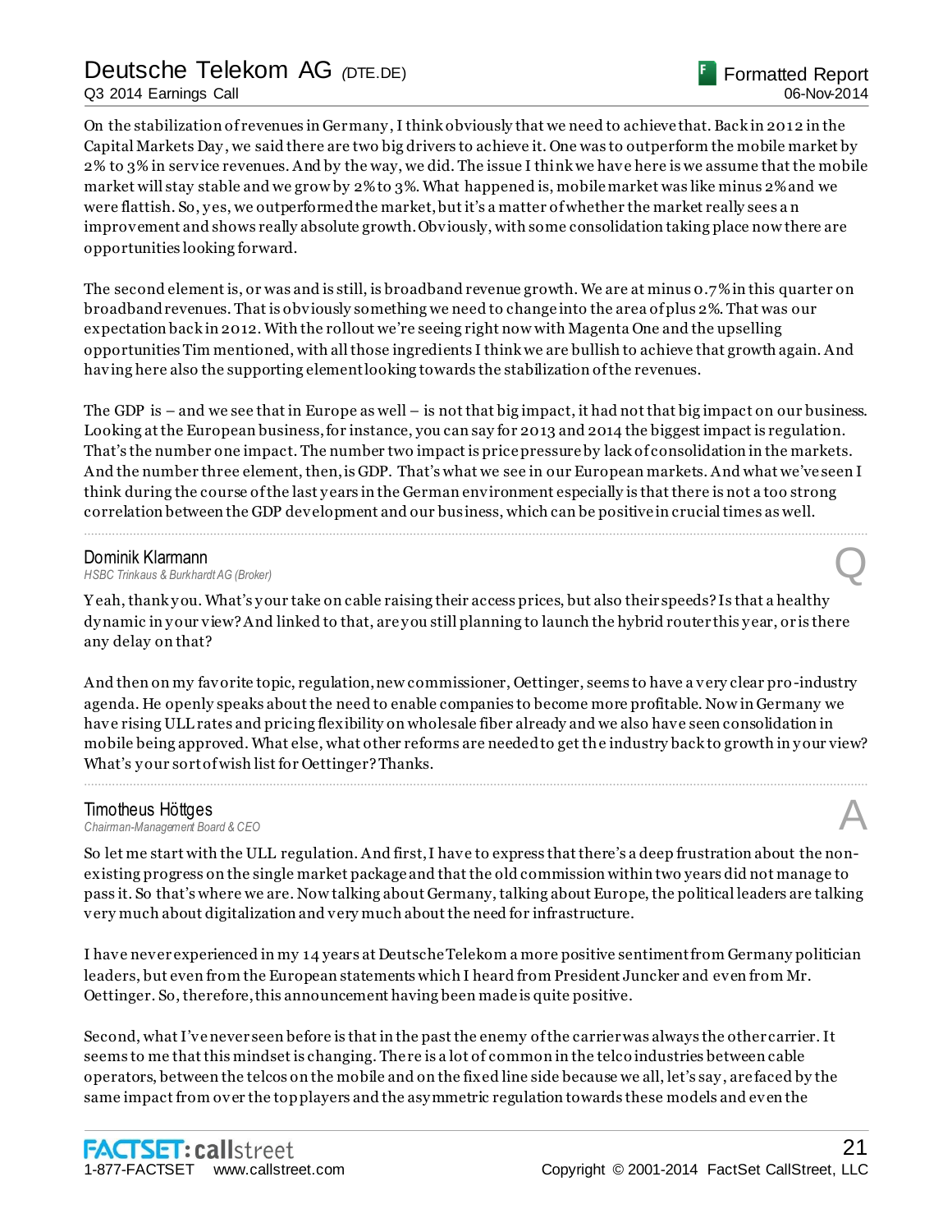On the stabilization of revenues in Germany, I think obviously that we need to achieve that. Back in 2012 in the Capital Markets Day, we said there are two big drivers to achieve it. One was to outperform the mobile market by 2% to 3% in service revenues. And by the way, we did. The issue I think we have here is we assume that the mobile market will stay stable and we grow by 2% to 3%. What happened is, mobile market was like minus 2% and we were flattish. So, yes, we outperformed the market, but it's a matter of whether the market really sees an improvement and shows really absolute growth. Obviously, with some consolidation taking place now there are opportunities looking forward.

The second element is, or was and is still, is broadband revenue growth. We are at minus 0.7% in this quarter on broadband revenues. That is obviously something we need to change into the area of plus 2%. That was our expectation back in 2012. With the rollout we're seeing right now with Magenta One and the upselling opportunities Tim mentioned, with all those ingredients I think we are bullish to achieve that growth again. And having here also the supporting element looking towards the stabilization of the revenues.

The GDP is – and we see that in Europe as well – is not that big impact, it had not that big impact on our business. Looking at the European business, for instance, you can say for 2013 and 2014 the biggest impact is regulation. That's the number one impact. The number two impact is price pressure by lack of consolidation in the markets. And the number three element, then, is GDP. That's what we see in our European markets. And what we've seen I think during the course of the last years in the German environment especially is that there is not a too strong correlation between the GDP development and our business, which can be positive in crucial times as well.

---

**Dominik Klarmann**
*HSBC Trinkaus & Burkhardt AG (Broker)*

**Q**

Yeah, thank you. What's your take on cable raising their access prices, but also their speeds? Is that a healthy dynamic in your view? And linked to that, are you still planning to launch the hybrid router this year, or is there any delay on that?

And then on my favorite topic, regulation, new commissioner, Oettinger, seems to have a very clear pro-industry agenda. He openly speaks about the need to enable companies to become more profitable. Now in Germany we have rising ULL rates and pricing flexibility on wholesale fiber already and we also have seen consolidation in mobile being approved. What else, what other reforms are needed to get the industry back to growth in your view? What's your sort of wish list for Oettinger? Thanks.

---

**Timotheus Höttges**
*Chairman-Management Board & CEO*

**A**

So let me start with the ULL regulation. And first, I have to express that there's a deep frustration about the non-existing progress on the single market package and that the old commission within two years did not manage to pass it. So that's where we are. Now talking about Germany, talking about Europe, the political leaders are talking very much about digitalization and very much about the need for infrastructure.

I have never experienced in my 14 years at Deutsche Telekom a more positive sentiment from Germany politician leaders, but even from the European statements which I heard from President Juncker and even from Mr. Oettinger. So, therefore, this announcement having been made is quite positive.

Second, what I've never seen before is that in the past the enemy of the carrier was always the other carrier. It seems to me that this mindset is changing. There is a lot of common in the telco industries between cable operators, between the telcos on the mobile and on the fixed line side because we all, let's say, are faced by the same impact from over the top players and the asymmetric regulation towards these models and even the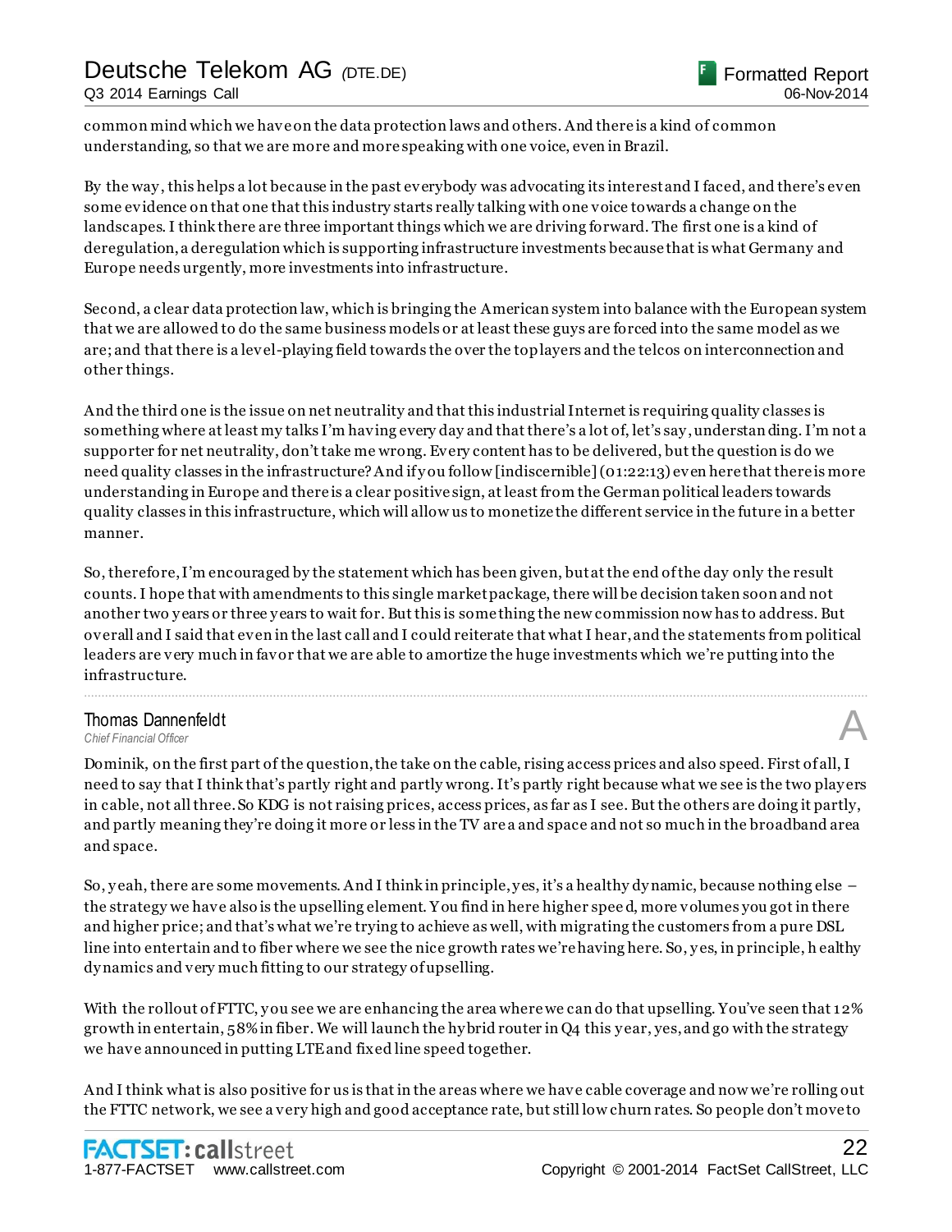common mind which we have on the data protection laws and others. And there is a kind of common understanding, so that we are more and more speaking with one voice, even in Brazil.

By the way, this helps a lot because in the past everybody was advocating its interest and I faced, and there's even some evidence on that one that this industry starts really talking with one voice towards a change on the landscapes. I think there are three important things which we are driving forward. The first one is a kind of deregulation, a deregulation which is supporting infrastructure investments because that is what Germany and Europe needs urgently, more investments into infrastructure.

Second, a clear data protection law, which is bringing the American system into balance with the European system that we are allowed to do the same business models or at least these guys are forced into the same model as we are; and that there is a level-playing field towards the over the top layers and the telcos on interconnection and other things.

And the third one is the issue on net neutrality and that this industrial Internet is requiring quality classes is something where at least my talks I'm having every day and that there's a lot of, let's say, understanding. I'm not a supporter for net neutrality, don't take me wrong. Every content has to be delivered, but the question is do we need quality classes in the infrastructure? And if you follow [indiscernible] (01:22:13) even here that there is more understanding in Europe and there is a clear positive sign, at least from the German political leaders towards quality classes in this infrastructure, which will allow us to monetize the different service in the future in a better manner.

So, therefore, I'm encouraged by the statement which has been given, but at the end of the day only the result counts. I hope that with amendments to this single market package, there will be decision taken soon and not another two years or three years to wait for. But this is something the new commission now has to address. But overall and I said that even in the last call and I could reiterate that what I hear, and the statements from political leaders are very much in favor that we are able to amortize the huge investments which we're putting into the infrastructure.

---

**Thomas Dannenfeldt**
*Chief Financial Officer* **A**

Dominik, on the first part of the question, the take on the cable, rising access prices and also speed. First of all, I need to say that I think that's partly right and partly wrong. It's partly right because what we see is the two players in cable, not all three. So KDG is not raising prices, access prices, as far as I see. But the others are doing it partly, and partly meaning they're doing it more or less in the TV area and space and not so much in the broadband area and space.

So, yeah, there are some movements. And I think in principle, yes, it's a healthy dynamic, because nothing else – the strategy we have also is the upselling element. You find in here higher speed, more volumes you got in there and higher price; and that's what we're trying to achieve as well, with migrating the customers from a pure DSL line into entertain and to fiber where we see the nice growth rates we're having here. So, yes, in principle, healthy dynamics and very much fitting to our strategy of upselling.

With the rollout of FTTC, you see we are enhancing the area where we can do that upselling. You've seen that 12% growth in entertain, 58% in fiber. We will launch the hybrid router in Q4 this year, yes, and go with the strategy we have announced in putting LTE and fixed line speed together.

And I think what is also positive for us is that in the areas where we have cable coverage and now we're rolling out the FTTC network, we see a very high and good acceptance rate, but still low churn rates. So people don't move to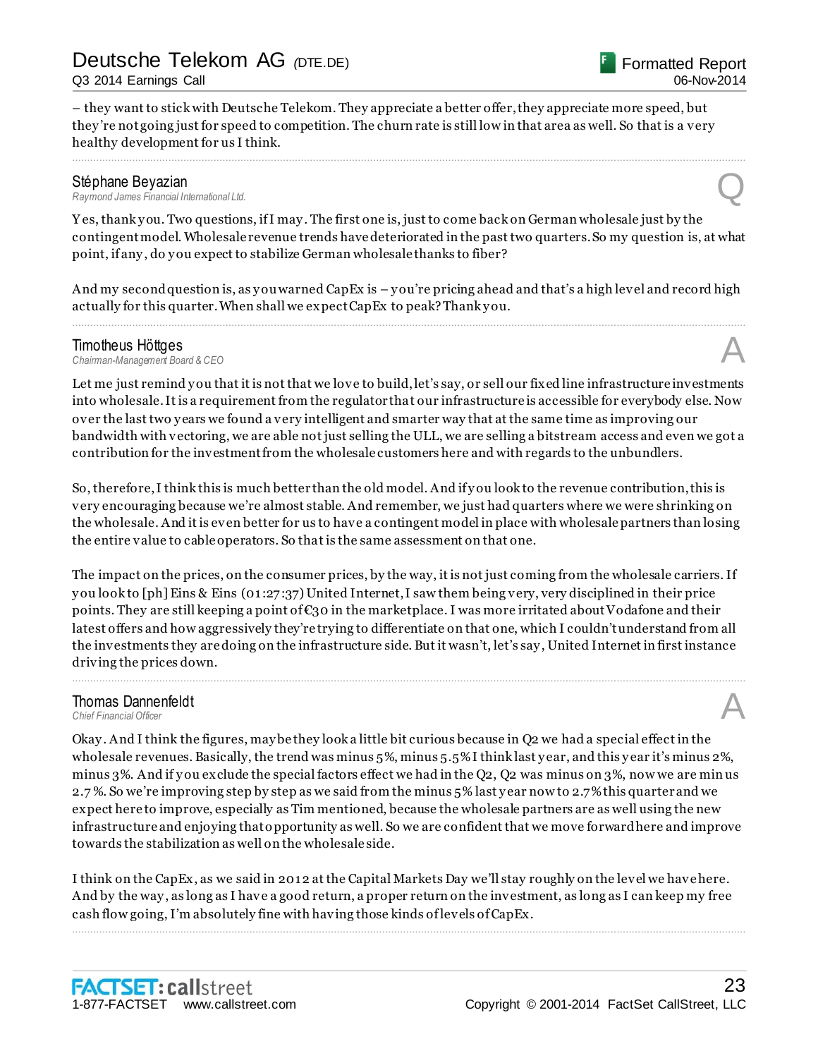– they want to stick with Deutsche Telekom. They appreciate a better offer, they appreciate more speed, but they're not going just for speed to competition. The churn rate is still low in that area as well. So that is a very healthy development for us I think.

---

**Stéphane Beyazian**
*Raymond James Financial International Ltd.*

**Q**

Yes, thank you. Two questions, if I may. The first one is, just to come back on German wholesale just by the contingent model. Wholesale revenue trends have deteriorated in the past two quarters. So my question is, at what point, if any, do you expect to stabilize German wholesale thanks to fiber?

And my second question is, as you warned CapEx is – you're pricing ahead and that's a high level and record high actually for this quarter. When shall we expect CapEx to peak? Thank you.

---

**Timotheus Höttges**
*Chairman-Management Board & CEO*

**A**

Let me just remind you that it is not that we love to build, let's say, or sell our fixed line infrastructure investments into wholesale. It is a requirement from the regulator that our infrastructure is accessible for everybody else. Now over the last two years we found a very intelligent and smarter way that at the same time as improving our bandwidth with vectoring, we are able not just selling the ULL, we are selling a bitstream access and even we got a contribution for the investment from the wholesale customers here and with regards to the unbundlers.

So, therefore, I think this is much better than the old model. And if you look to the revenue contribution, this is very encouraging because we're almost stable. And remember, we just had quarters where we were shrinking on the wholesale. And it is even better for us to have a contingent model in place with wholesale partners than losing the entire value to cable operators. So that is the same assessment on that one.

The impact on the prices, on the consumer prices, by the way, it is not just coming from the wholesale carriers. If you look to [ph] Eins & Eins (01:27:37) United Internet, I saw them being very, very disciplined in their price points. They are still keeping a point of €30 in the marketplace. I was more irritated about Vodafone and their latest offers and how aggressively they're trying to differentiate on that one, which I couldn't understand from all the investments they are doing on the infrastructure side. But it wasn't, let's say, United Internet in first instance driving the prices down.

---

**Thomas Dannenfeldt**
*Chief Financial Officer*

**A**

Okay. And I think the figures, maybe they look a little bit curious because in Q2 we had a special effect in the wholesale revenues. Basically, the trend was minus 5%, minus 5.5% I think last year, and this year it's minus 2%, minus 3%. And if you exclude the special factors effect we had in the Q2, Q2 was minus on 3%, now we are minus 2.7%. So we're improving step by step as we said from the minus 5% last year now to 2.7% this quarter and we expect here to improve, especially as Tim mentioned, because the wholesale partners are as well using the new infrastructure and enjoying that opportunity as well. So we are confident that we move forward here and improve towards the stabilization as well on the wholesale side.

I think on the CapEx, as we said in 2012 at the Capital Markets Day we'll stay roughly on the level we have here. And by the way, as long as I have a good return, a proper return on the investment, as long as I can keep my free cash flow going, I'm absolutely fine with having those kinds of levels of CapEx.

---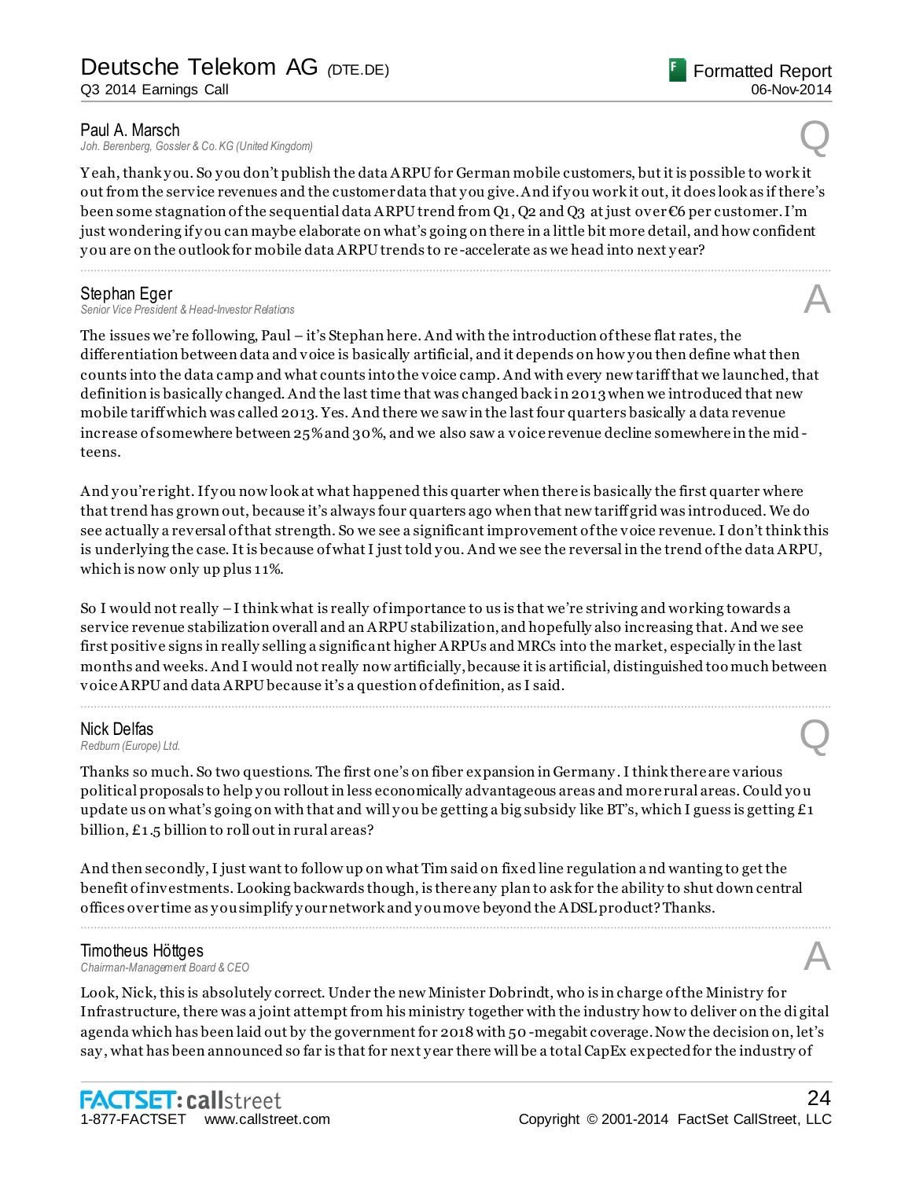**Paul A. Marsch**
*Joh. Berenberg, Gossler & Co. KG (United Kingdom)*

Q

Yeah, thank you. So you don't publish the data ARPU for German mobile customers, but it is possible to work it out from the service revenues and the customer data that you give. And if you work it out, it does look as if there's been some stagnation of the sequential data ARPU trend from Q1, Q2 and Q3 at just over €6 per customer. I'm just wondering if you can maybe elaborate on what's going on there in a little bit more detail, and how confident you are on the outlook for mobile data ARPU trends to re-accelerate as we head into next year?

---

**Stephan Eger**
*Senior Vice President & Head-Investor Relations*

A

The issues we're following, Paul – it's Stephan here. And with the introduction of these flat rates, the differentiation between data and voice is basically artificial, and it depends on how you then define what then counts into the data camp and what counts into the voice camp. And with every new tariff that we launched, that definition is basically changed. And the last time that was changed back in 2013 when we introduced that new mobile tariff which was called 2013. Yes. And there we saw in the last four quarters basically a data revenue increase of somewhere between 25% and 30%, and we also saw a voice revenue decline somewhere in the mid-teens.

And you're right. If you now look at what happened this quarter when there is basically the first quarter where that trend has grown out, because it's always four quarters ago when that new tariff grid was introduced. We do see actually a reversal of that strength. So we see a significant improvement of the voice revenue. I don't think this is underlying the case. It is because of what I just told you. And we see the reversal in the trend of the data ARPU, which is now only up plus 11%.

So I would not really – I think what is really of importance to us is that we're striving and working towards a service revenue stabilization overall and an ARPU stabilization, and hopefully also increasing that. And we see first positive signs in really selling a significant higher ARPUs and MRCs into the market, especially in the last months and weeks. And I would not really now artificially, because it is artificial, distinguished too much between voice ARPU and data ARPU because it's a question of definition, as I said.

---

**Nick Delfas**
*Redburn (Europe) Ltd.*

Q

Thanks so much. So two questions. The first one's on fiber expansion in Germany. I think there are various political proposals to help you rollout in less economically advantageous areas and more rural areas. Could you update us on what's going on with that and will you be getting a big subsidy like BT's, which I guess is getting £1 billion, £1.5 billion to roll out in rural areas?

And then secondly, I just want to follow up on what Tim said on fixed line regulation and wanting to get the benefit of investments. Looking backwards though, is there any plan to ask for the ability to shut down central offices over time as you simplify your network and you move beyond the ADSL product? Thanks.

---

**Timotheus Höttges**
*Chairman-Management Board & CEO*

A

Look, Nick, this is absolutely correct. Under the new Minister Dobrindt, who is in charge of the Ministry for Infrastructure, there was a joint attempt from his ministry together with the industry how to deliver on the digital agenda which has been laid out by the government for 2018 with 50-megabit coverage. Now the decision on, let's say, what has been announced so far is that for next year there will be a total CapEx expected for the industry of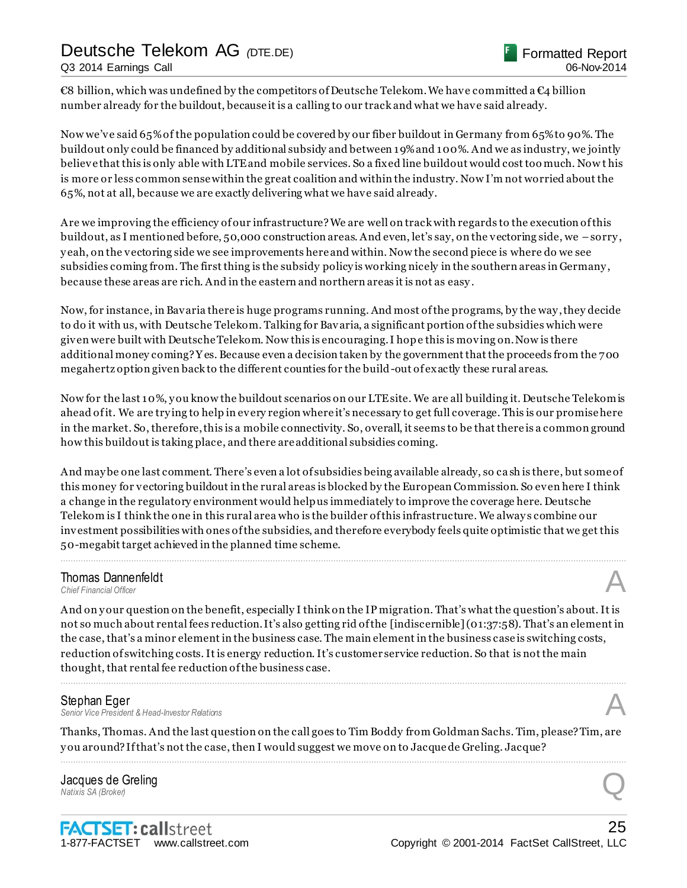€8 billion, which was undefined by the competitors of Deutsche Telekom. We have committed a €4 billion number already for the buildout, because it is a calling to our track and what we have said already.

Now we've said 65% of the population could be covered by our fiber buildout in Germany from 65% to 90%. The buildout only could be financed by additional subsidy and between 19% and 100%. And we as industry, we jointly believe that this is only able with LTE and mobile services. So a fixed line buildout would cost too much. Now this is more or less common sense within the great coalition and within the industry. Now I'm not worried about the 65%, not at all, because we are exactly delivering what we have said already.

Are we improving the efficiency of our infrastructure? We are well on track with regards to the execution of this buildout, as I mentioned before, 50,000 construction areas. And even, let's say, on the vectoring side, we – sorry, yeah, on the vectoring side we see improvements here and within. Now the second piece is where do we see subsidies coming from. The first thing is the subsidy policy is working nicely in the southern areas in Germany, because these areas are rich. And in the eastern and northern areas it is not as easy.

Now, for instance, in Bavaria there is huge programs running. And most of the programs, by the way, they decide to do it with us, with Deutsche Telekom. Talking for Bavaria, a significant portion of the subsidies which were given were built with Deutsche Telekom. Now this is encouraging. I hope this is moving on. Now is there additional money coming? Yes. Because even a decision taken by the government that the proceeds from the 700 megahertz option given back to the different counties for the build-out of exactly these rural areas.

Now for the last 10%, you know the buildout scenarios on our LTE site. We are all building it. Deutsche Telekom is ahead of it. We are trying to help in every region where it's necessary to get full coverage. This is our promise here in the market. So, therefore, this is a mobile connectivity. So, overall, it seems to be that there is a common ground how this buildout is taking place, and there are additional subsidies coming.

And maybe one last comment. There's even a lot of subsidies being available already, so cash is there, but some of this money for vectoring buildout in the rural areas is blocked by the European Commission. So even here I think a change in the regulatory environment would help us immediately to improve the coverage here. Deutsche Telekom is I think the one in this rural area who is the builder of this infrastructure. We always combine our investment possibilities with ones of the subsidies, and therefore everybody feels quite optimistic that we get this 50-megabit target achieved in the planned time scheme.

---

**Thomas Dannenfeldt**
*Chief Financial Officer* **A**

And on your question on the benefit, especially I think on the IP migration. That's what the question's about. It is not so much about rental fees reduction. It's also getting rid of the [indiscernible] (01:37:58). That's an element in the case, that's a minor element in the business case. The main element in the business case is switching costs, reduction of switching costs. It is energy reduction. It's customer service reduction. So that is not the main thought, that rental fee reduction of the business case.

---

**Stephan Eger**
*Senior Vice President & Head-Investor Relations* **A**

Thanks, Thomas. And the last question on the call goes to Tim Boddy from Goldman Sachs. Tim, please? Tim, are you around? If that's not the case, then I would suggest we move on to Jacque de Greling. Jacque?

---

**Jacques de Greling**
*Natixis SA (Broker)* **Q**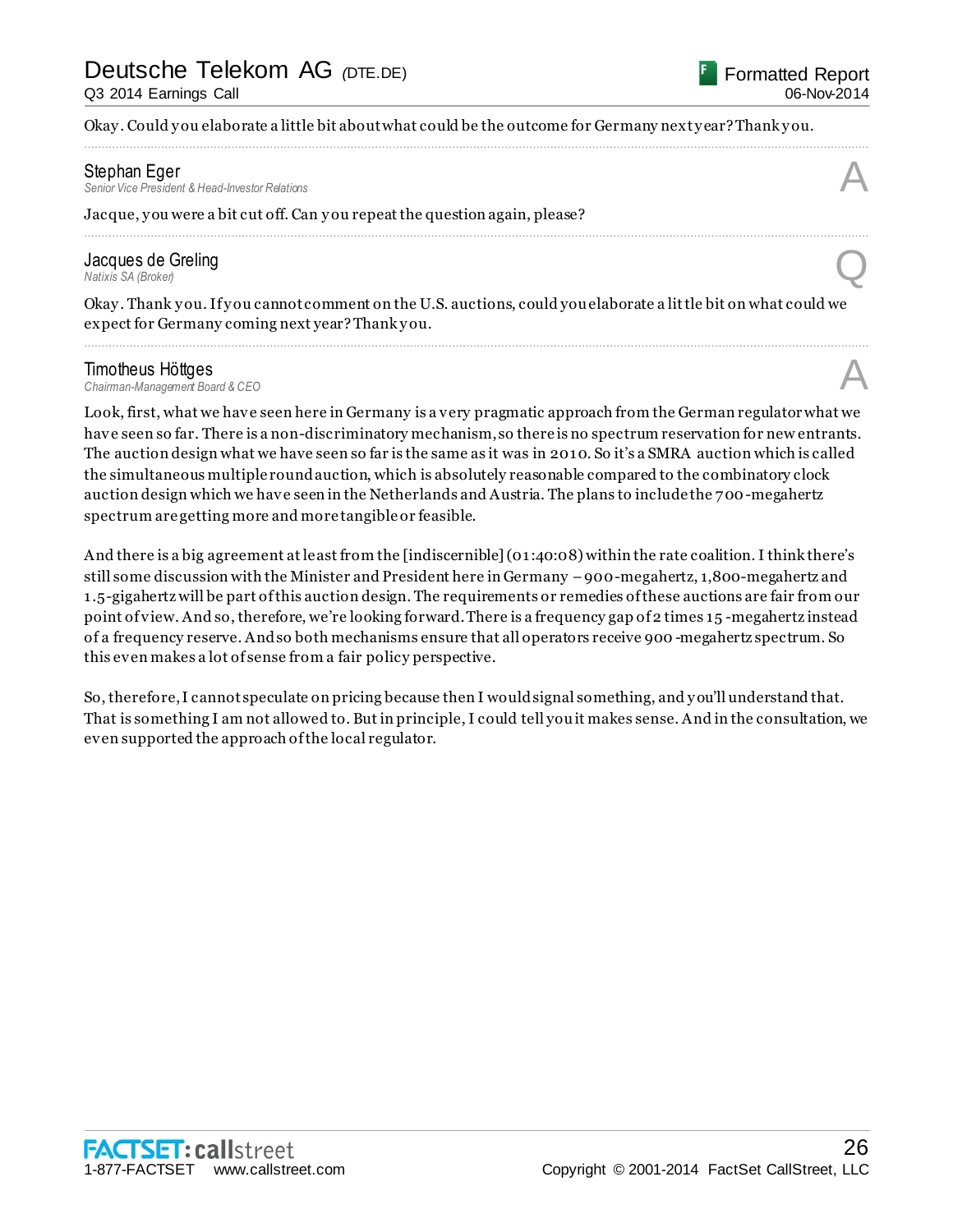Okay. Could you elaborate a little bit about what could be the outcome for Germany next year? Thank you.

---

**Stephan Eger**
*Senior Vice President & Head-Investor Relations*

**A**

Jacque, you were a bit cut off. Can you repeat the question again, please?

---

**Jacques de Greling**
*Natixis SA (Broker)*

**Q**

Okay. Thank you. If you cannot comment on the U.S. auctions, could you elaborate a little bit on what could we expect for Germany coming next year? Thank you.

---

**Timotheus Höttges**
*Chairman-Management Board & CEO*

**A**

Look, first, what we have seen here in Germany is a very pragmatic approach from the German regulator what we have seen so far. There is a non-discriminatory mechanism, so there is no spectrum reservation for new entrants. The auction design what we have seen so far is the same as it was in 2010. So it's a SMRA auction which is called the simultaneous multiple round auction, which is absolutely reasonable compared to the combinatory clock auction design which we have seen in the Netherlands and Austria. The plans to include the 700-megahertz spectrum are getting more and more tangible or feasible.

And there is a big agreement at least from the [indiscernible] (01:40:08) within the rate coalition. I think there's still some discussion with the Minister and President here in Germany – 900-megahertz, 1,800-megahertz and 1.5-gigahertz will be part of this auction design. The requirements or remedies of these auctions are fair from our point of view. And so, therefore, we're looking forward. There is a frequency gap of 2 times 15-megahertz instead of a frequency reserve. And so both mechanisms ensure that all operators receive 900-megahertz spectrum. So this even makes a lot of sense from a fair policy perspective.

So, therefore, I cannot speculate on pricing because then I would signal something, and you'll understand that. That is something I am not allowed to. But in principle, I could tell you it makes sense. And in the consultation, we even supported the approach of the local regulator.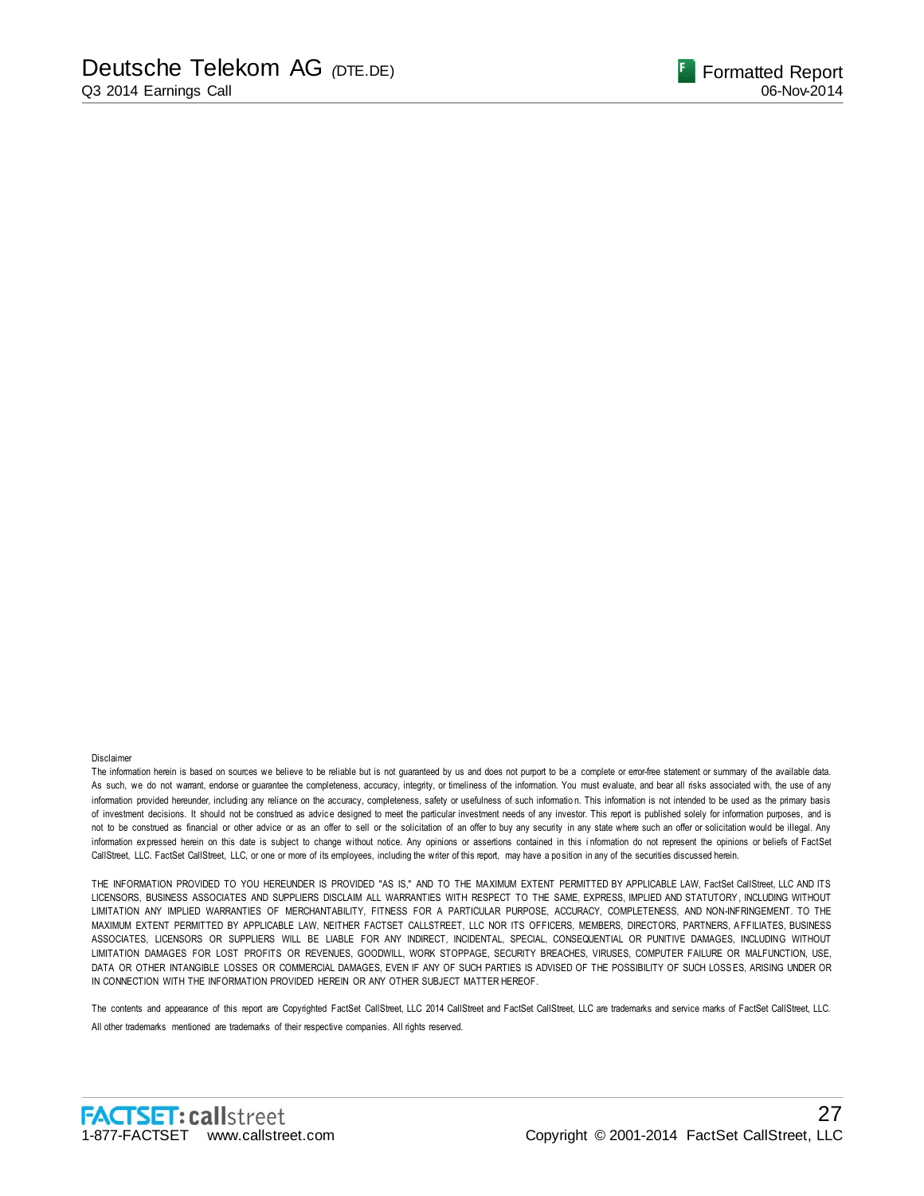Disclaimer

The information herein is based on sources we believe to be reliable but is not guaranteed by us and does not purport to be a complete or error-free statement or summary of the available data. As such, we do not warrant, endorse or guarantee the completeness, accuracy, integrity, or timeliness of the information. You must evaluate, and bear all risks associated with, the use of any information provided hereunder, including any reliance on the accuracy, completeness, safety or usefulness of such information. This information is not intended to be used as the primary basis of investment decisions. It should not be construed as advice designed to meet the particular investment needs of any investor. This report is published solely for information purposes, and is not to be construed as financial or other advice or as an offer to sell or the solicitation of an offer to buy any security in any state where such an offer or solicitation would be illegal. Any information expressed herein on this date is subject to change without notice. Any opinions or assertions contained in this information do not represent the opinions or beliefs of FactSet CallStreet, LLC. FactSet CallStreet, LLC, or one or more of its employees, including the writer of this report, may have a position in any of the securities discussed herein.

THE INFORMATION PROVIDED TO YOU HEREUNDER IS PROVIDED "AS IS," AND TO THE MAXIMUM EXTENT PERMITTED BY APPLICABLE LAW, FactSet CallStreet, LLC AND ITS LICENSORS, BUSINESS ASSOCIATES AND SUPPLIERS DISCLAIM ALL WARRANTIES WITH RESPECT TO THE SAME, EXPRESS, IMPLIED AND STATUTORY, INCLUDING WITHOUT LIMITATION ANY IMPLIED WARRANTIES OF MERCHANTABILITY, FITNESS FOR A PARTICULAR PURPOSE, ACCURACY, COMPLETENESS, AND NON-INFRINGEMENT. TO THE MAXIMUM EXTENT PERMITTED BY APPLICABLE LAW, NEITHER FACTSET CALLSTREET, LLC NOR ITS OFFICERS, MEMBERS, DIRECTORS, PARTNERS, AFFILIATES, BUSINESS ASSOCIATES, LICENSORS OR SUPPLIERS WILL BE LIABLE FOR ANY INDIRECT, INCIDENTAL, SPECIAL, CONSEQUENTIAL OR PUNITIVE DAMAGES, INCLUDING WITHOUT LIMITATION DAMAGES FOR LOST PROFITS OR REVENUES, GOODWILL, WORK STOPPAGE, SECURITY BREACHES, VIRUSES, COMPUTER FAILURE OR MALFUNCTION, USE, DATA OR OTHER INTANGIBLE LOSSES OR COMMERCIAL DAMAGES, EVEN IF ANY OF SUCH PARTIES IS ADVISED OF THE POSSIBILITY OF SUCH LOSSES, ARISING UNDER OR IN CONNECTION WITH THE INFORMATION PROVIDED HEREIN OR ANY OTHER SUBJECT MATTER HEREOF.

The contents and appearance of this report are Copyrighted FactSet CallStreet, LLC 2014 CallStreet and FactSet CallStreet, LLC are trademarks and service marks of FactSet CallStreet, LLC. All other trademarks mentioned are trademarks of their respective companies. All rights reserved.